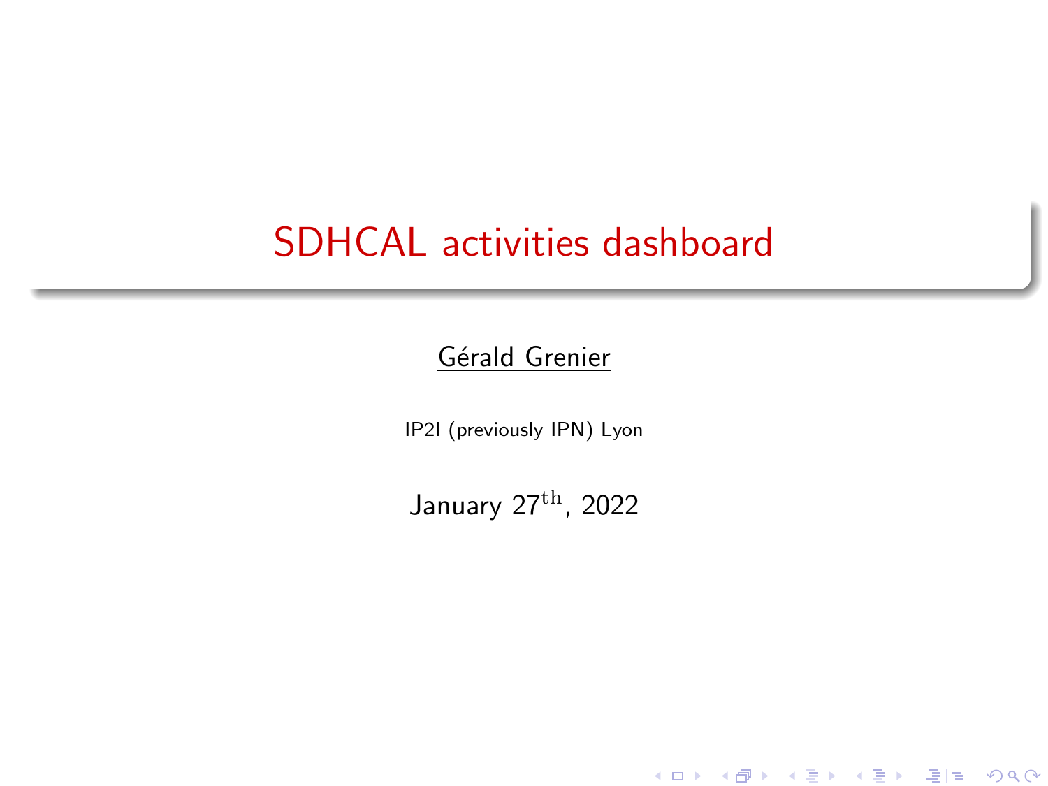# SDHCAL activities dashboard

Gérald Grenier

IP2I (previously IPN) Lyon

January 27$^{\mathrm{th}}$, 2022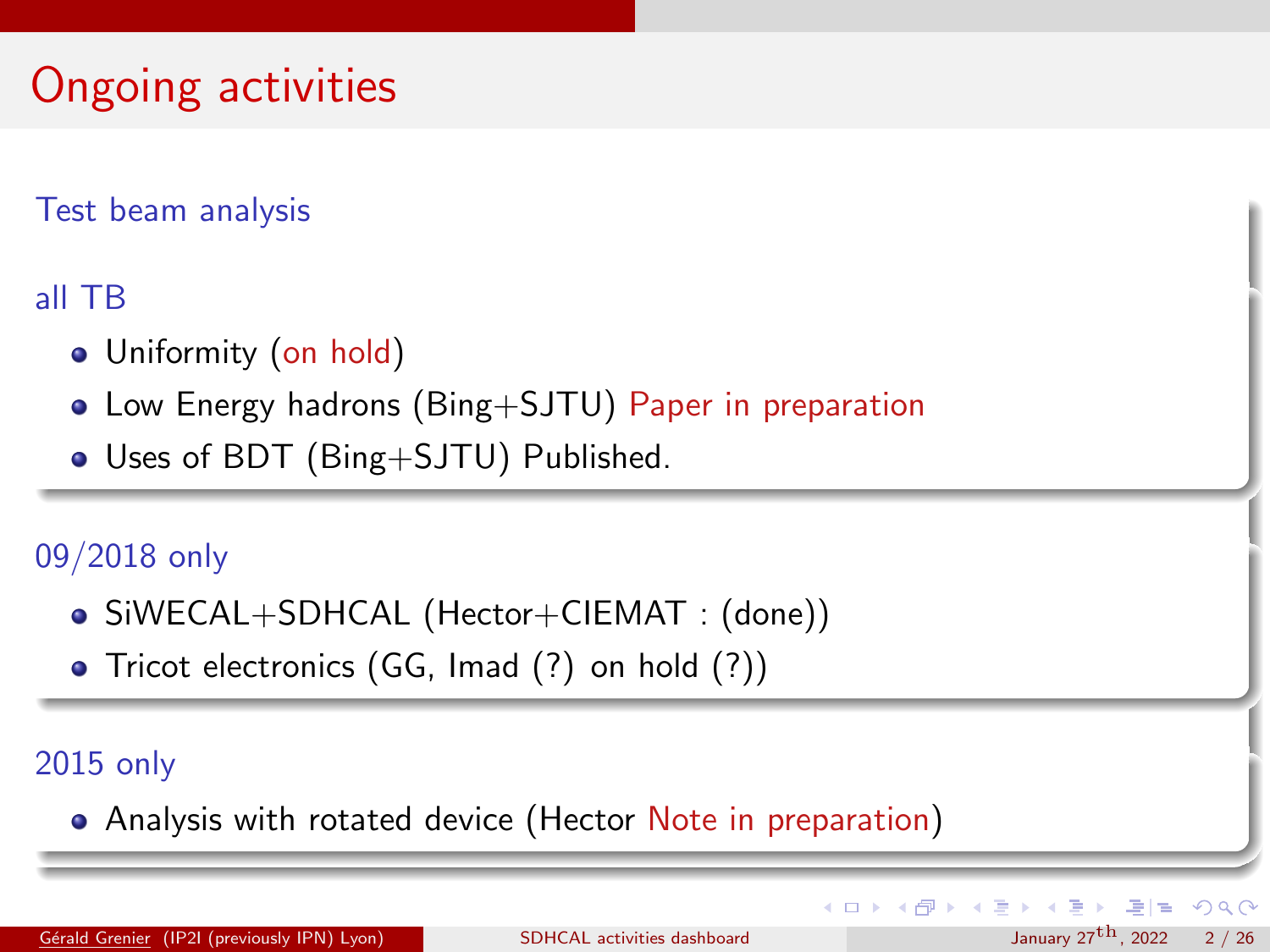# Ongoing activities

## Test beam analysis

### all TB

- Uniformity (on hold)
- Low Energy hadrons (Bing+SJTU) Paper in preparation
- Uses of BDT (Bing+SJTU) Published.

### 09/2018 only

- SiWECAL+SDHCAL (Hector+CIEMAT : (done))
- Tricot electronics (GG, Imad (?) on hold (?))

### 2015 only

- Analysis with rotated device (Hector Note in preparation)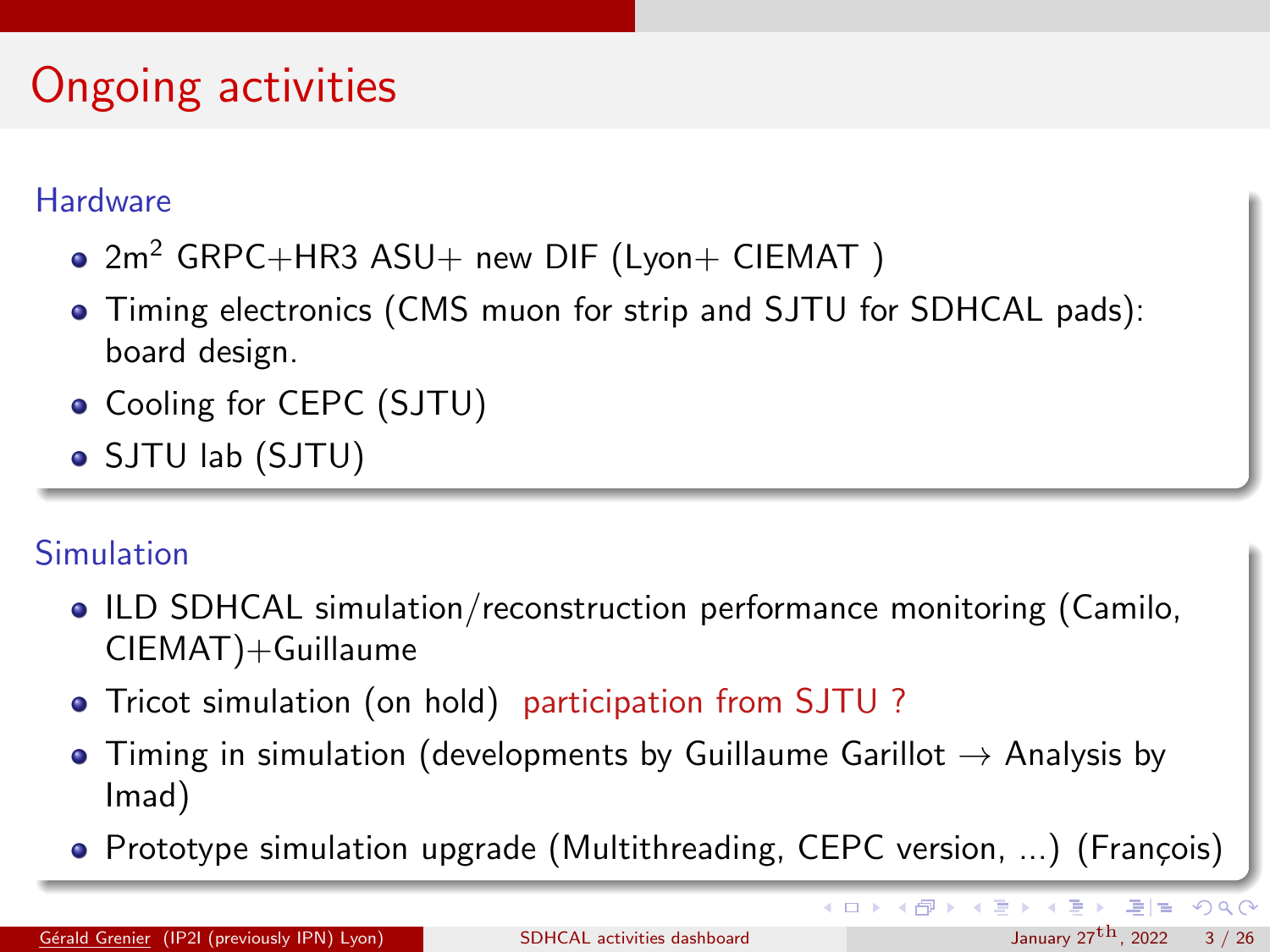# Ongoing activities

## Hardware

- $2m^2$ GRPC+HR3 ASU+ new DIF (Lyon+ CIEMAT )
- Timing electronics (CMS muon for strip and SJTU for SDHCAL pads): board design.
- Cooling for CEPC (SJTU)
- SJTU lab (SJTU)

## Simulation

- ILD SDHCAL simulation/reconstruction performance monitoring (Camilo, CIEMAT)+Guillaume
- Tricot simulation (on hold) participation from SJTU ?
- Timing in simulation (developments by Guillaume Garillot → Analysis by Imad)
- Prototype simulation upgrade (Multithreading, CEPC version, ...) (François)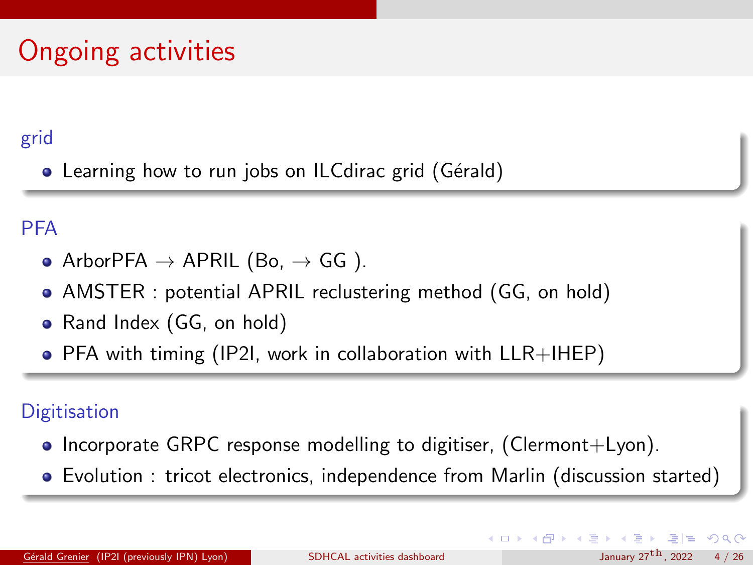# Ongoing activities

## grid

- Learning how to run jobs on ILCdirac grid (Gérald)

## PFA

- ArborPFA $\rightarrow$ APRIL (Bo, $\rightarrow$ GG ).
- AMSTER : potential APRIL reclustering method (GG, on hold)
- Rand Index (GG, on hold)
- PFA with timing (IP2I, work in collaboration with LLR+IHEP)

## Digitisation

- Incorporate GRPC response modelling to digitiser, (Clermont+Lyon).
- Evolution : tricot electronics, independence from Marlin (discussion started)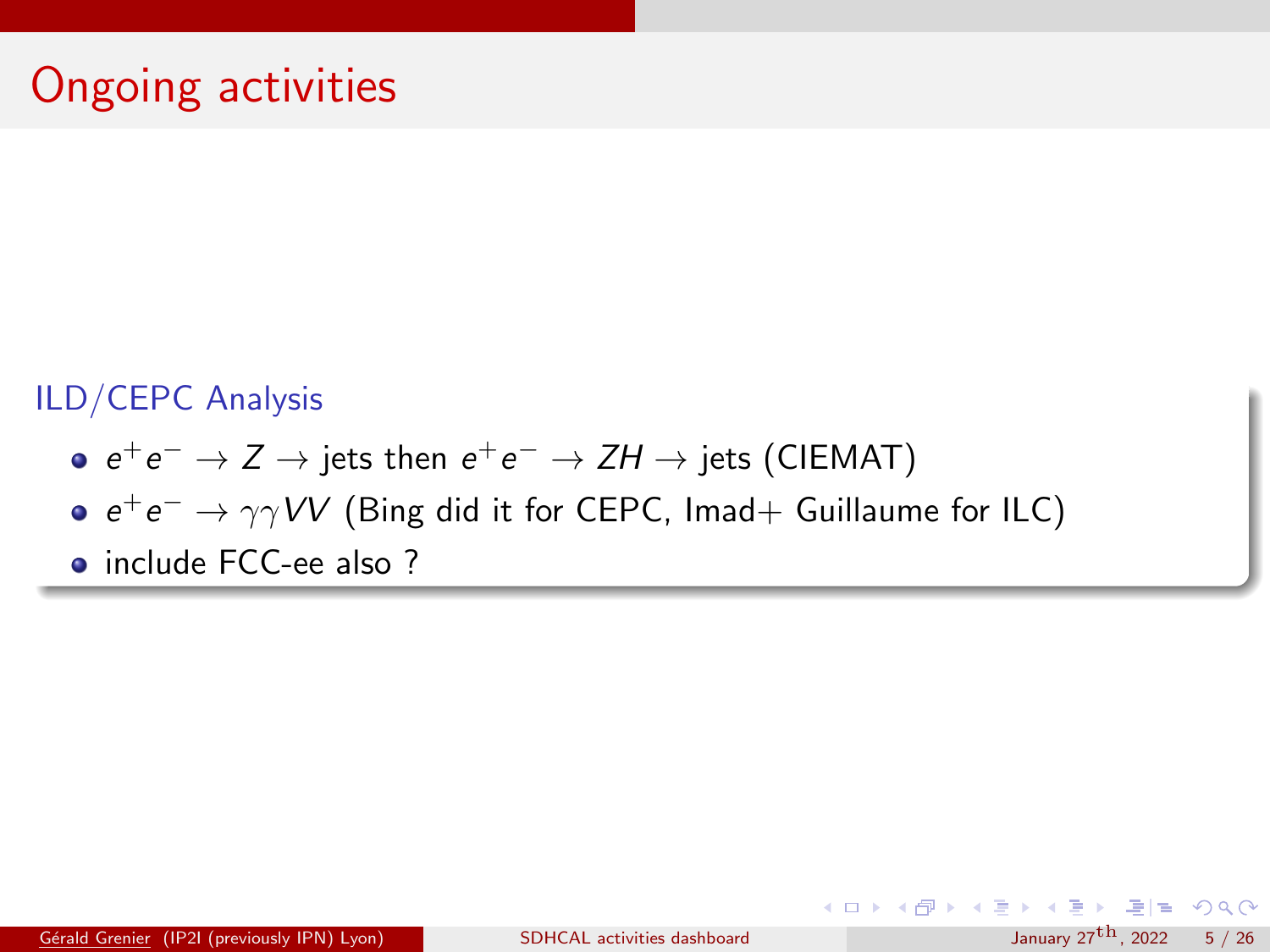# Ongoing activities

## ILD/CEPC Analysis

- $e^+e^- \rightarrow Z \rightarrow$ jets then $e^+e^- \rightarrow ZH \rightarrow$ jets (CIEMAT)
- $e^+e^- \rightarrow \gamma\gamma VV$ (Bing did it for CEPC, Imad+ Guillaume for ILC)
- include FCC-ee also ?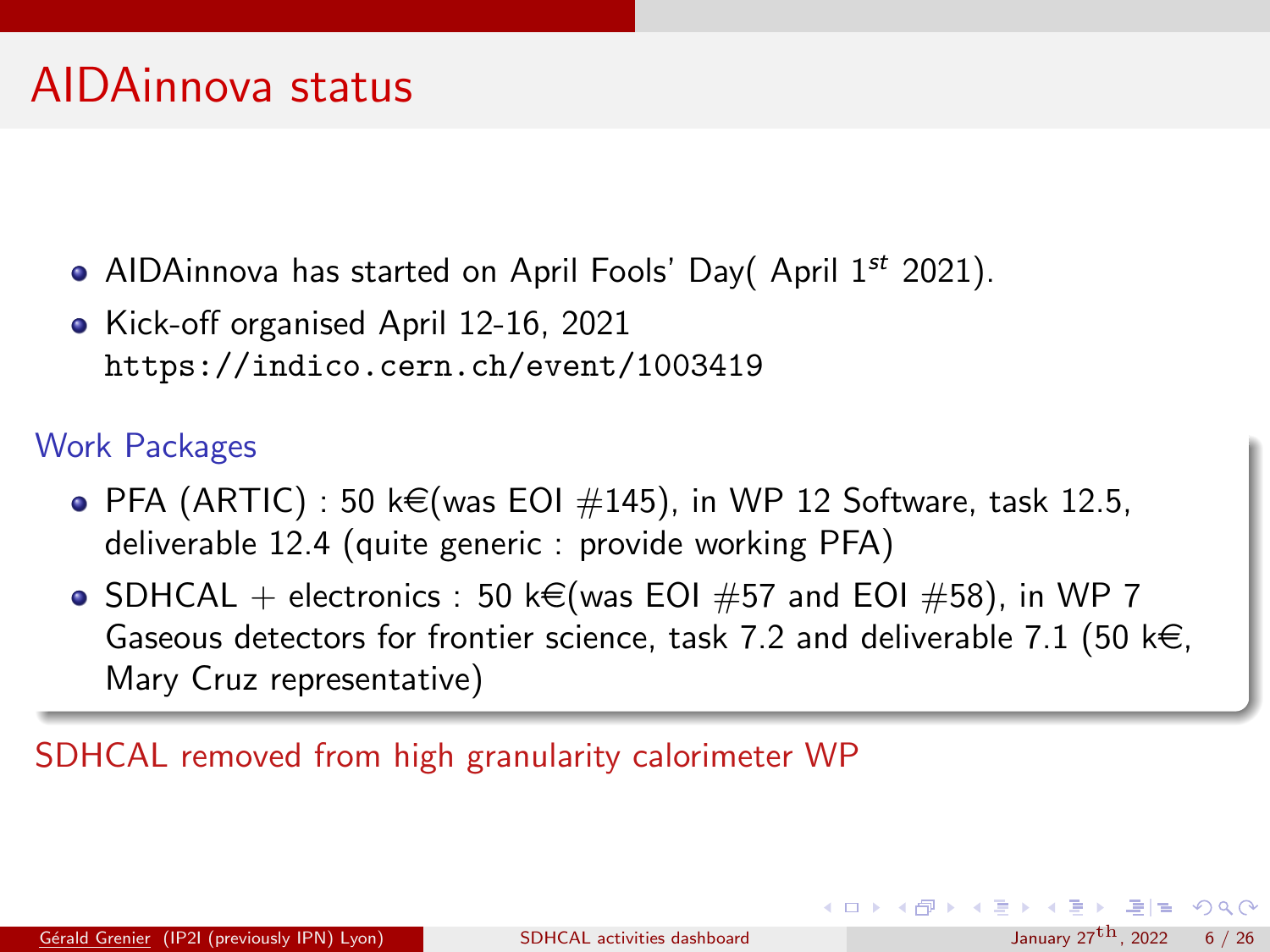# AIDAinnova status

- AIDAinnova has started on April Fools' Day( April 1$^{st}$ 2021).
- Kick-off organised April 12-16, 2021
  https://indico.cern.ch/event/1003419

## Work Packages

- PFA (ARTIC) : 50 k€(was EOI #145), in WP 12 Software, task 12.5, deliverable 12.4 (quite generic : provide working PFA)
- SDHCAL + electronics : 50 k€(was EOI #57 and EOI #58), in WP 7 Gaseous detectors for frontier science, task 7.2 and deliverable 7.1 (50 k€, Mary Cruz representative)

SDHCAL removed from high granularity calorimeter WP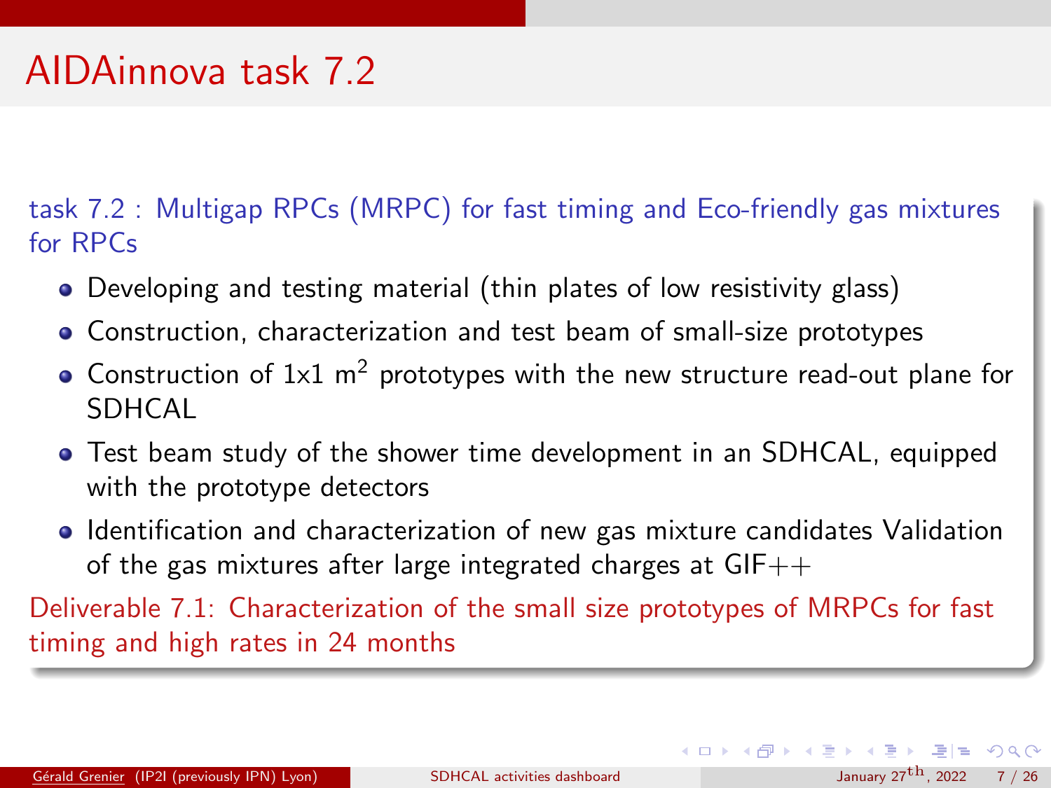# AIDAinnova task 7.2

task 7.2 : Multigap RPCs (MRPC) for fast timing and Eco-friendly gas mixtures for RPCs

- Developing and testing material (thin plates of low resistivity glass)
- Construction, characterization and test beam of small-size prototypes
- Construction of 1x1 $m^2$ prototypes with the new structure read-out plane for SDHCAL
- Test beam study of the shower time development in an SDHCAL, equipped with the prototype detectors
- Identification and characterization of new gas mixture candidates Validation of the gas mixtures after large integrated charges at GIF++

Deliverable 7.1: Characterization of the small size prototypes of MRPCs for fast timing and high rates in 24 months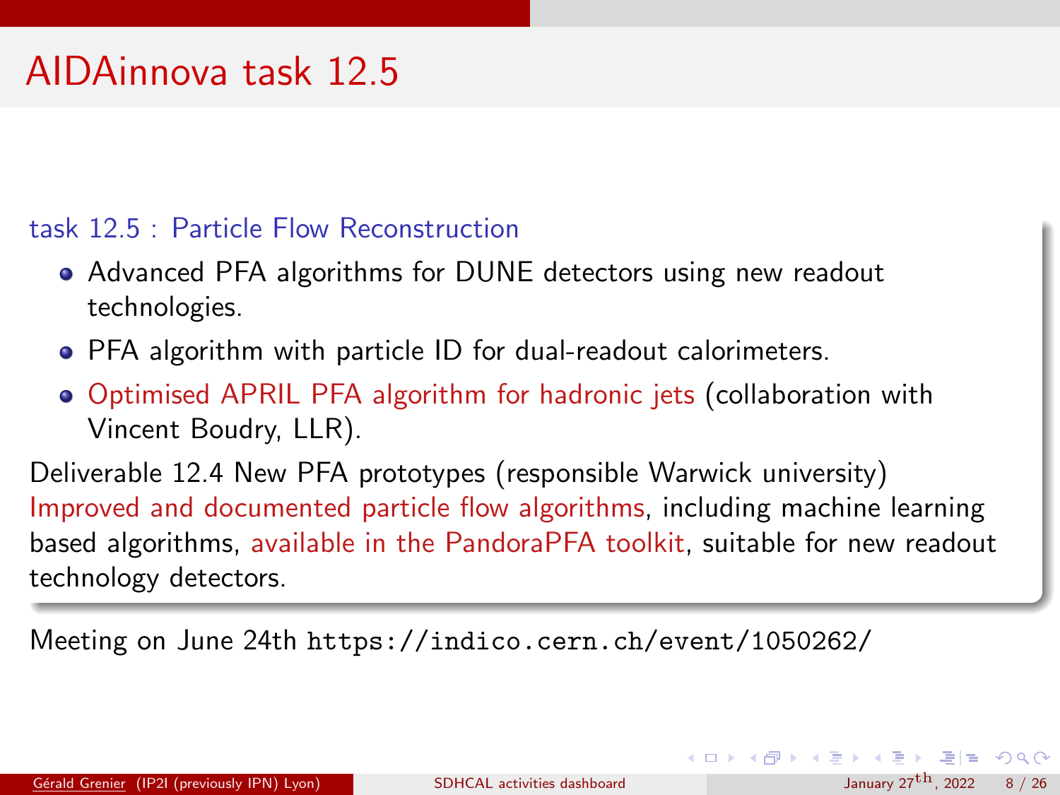# AIDAinnova task 12.5

task 12.5 : Particle Flow Reconstruction

- Advanced PFA algorithms for DUNE detectors using new readout technologies.
- PFA algorithm with particle ID for dual-readout calorimeters.
- Optimised APRIL PFA algorithm for hadronic jets (collaboration with Vincent Boudry, LLR).

Deliverable 12.4 New PFA prototypes (responsible Warwick university)
Improved and documented particle flow algorithms, including machine learning based algorithms, available in the PandoraPFA toolkit, suitable for new readout technology detectors.

Meeting on June 24th `https://indico.cern.ch/event/1050262/`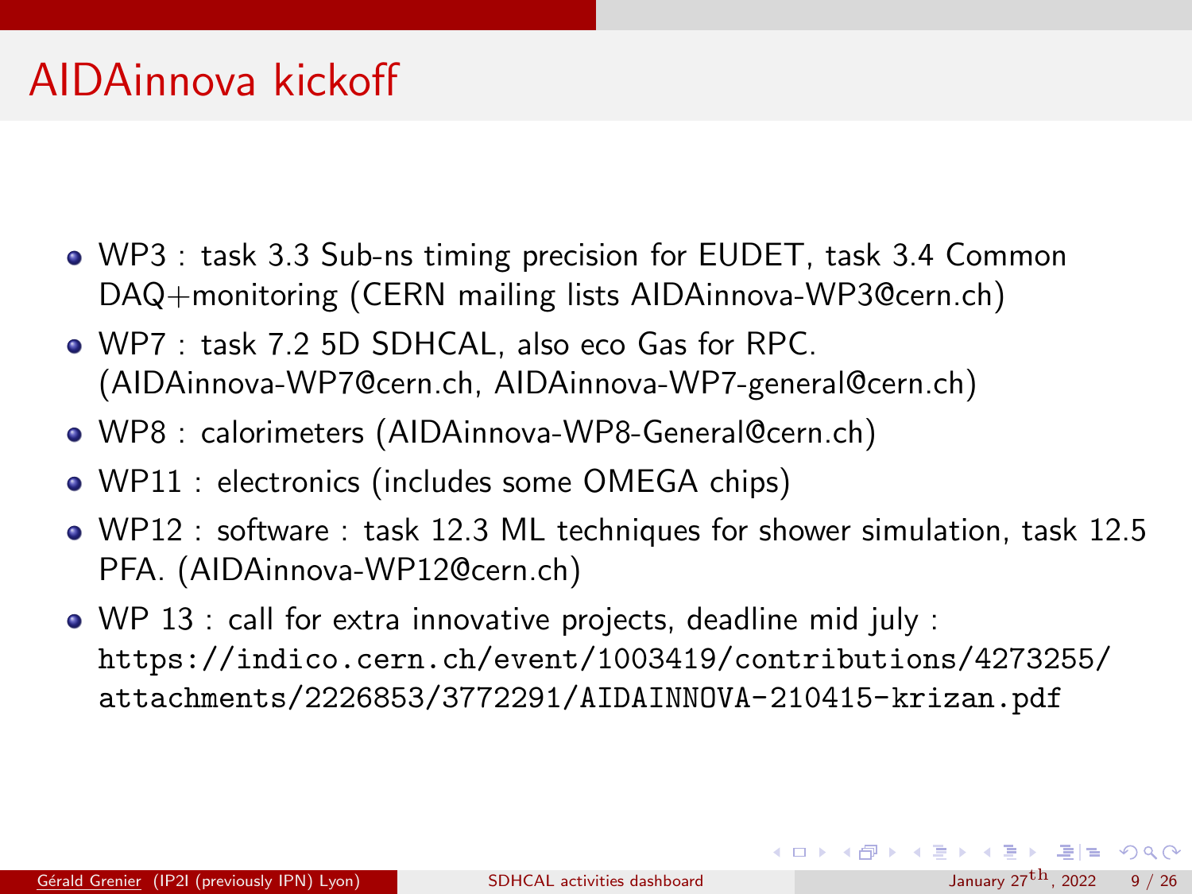# AIDAinnova kickoff

- WP3 : task 3.3 Sub-ns timing precision for EUDET, task 3.4 Common DAQ+monitoring (CERN mailing lists AIDAinnova-WP3@cern.ch)
- WP7 : task 7.2 5D SDHCAL, also eco Gas for RPC. (AIDAinnova-WP7@cern.ch, AIDAinnova-WP7-general@cern.ch)
- WP8 : calorimeters (AIDAinnova-WP8-General@cern.ch)
- WP11 : electronics (includes some OMEGA chips)
- WP12 : software : task 12.3 ML techniques for shower simulation, task 12.5 PFA. (AIDAinnova-WP12@cern.ch)
- WP 13 : call for extra innovative projects, deadline mid july : `https://indico.cern.ch/event/1003419/contributions/4273255/attachments/2226853/3772291/AIDAINNOVA-210415-krizan.pdf`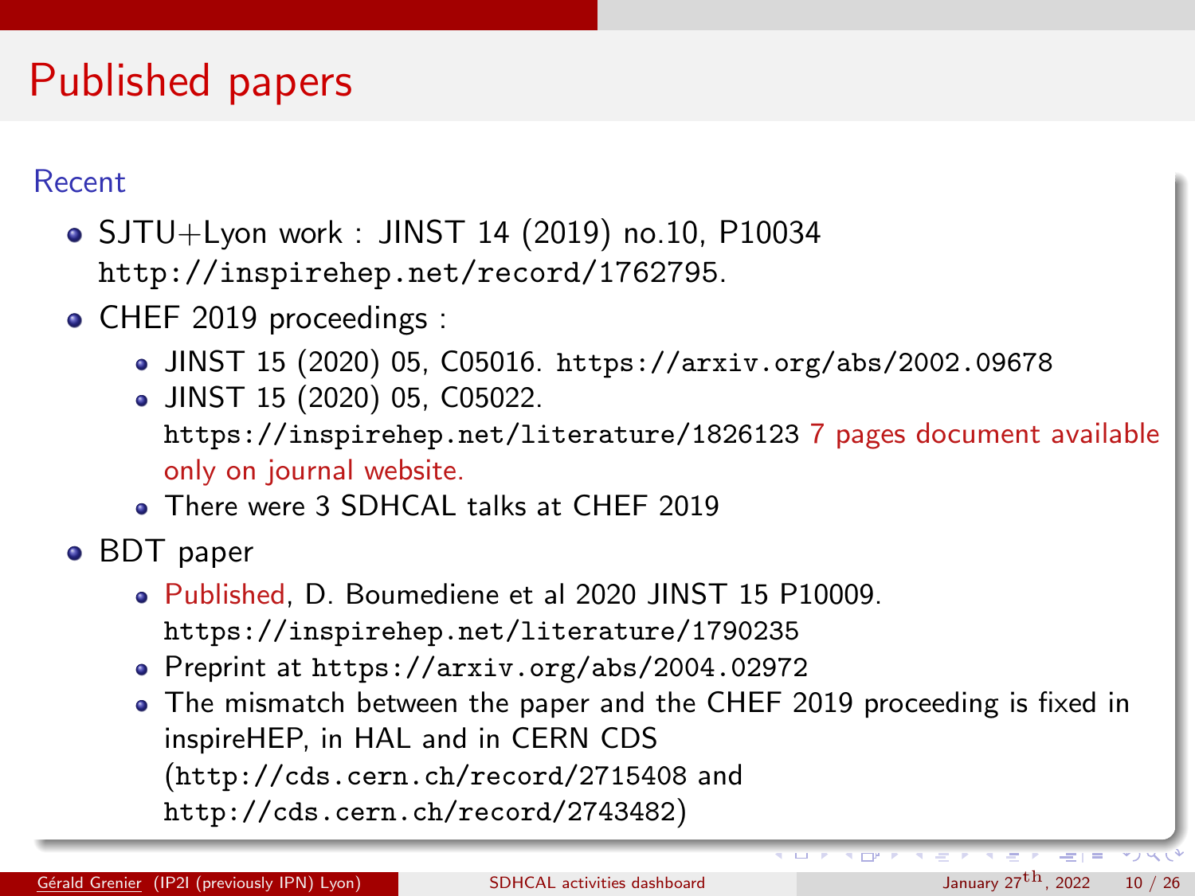# Published papers

## Recent

- SJTU+Lyon work : JINST 14 (2019) no.10, P10034 http://inspirehep.net/record/1762795.
- CHEF 2019 proceedings :
  - JINST 15 (2020) 05, C05016. https://arxiv.org/abs/2002.09678
  - JINST 15 (2020) 05, C05022. https://inspirehep.net/literature/1826123 7 pages document available only on journal website.
  - There were 3 SDHCAL talks at CHEF 2019
- BDT paper
  - Published, D. Boumediene et al 2020 JINST 15 P10009. https://inspirehep.net/literature/1790235
  - Preprint at https://arxiv.org/abs/2004.02972
  - The mismatch between the paper and the CHEF 2019 proceeding is fixed in inspireHEP, in HAL and in CERN CDS (http://cds.cern.ch/record/2715408 and http://cds.cern.ch/record/2743482)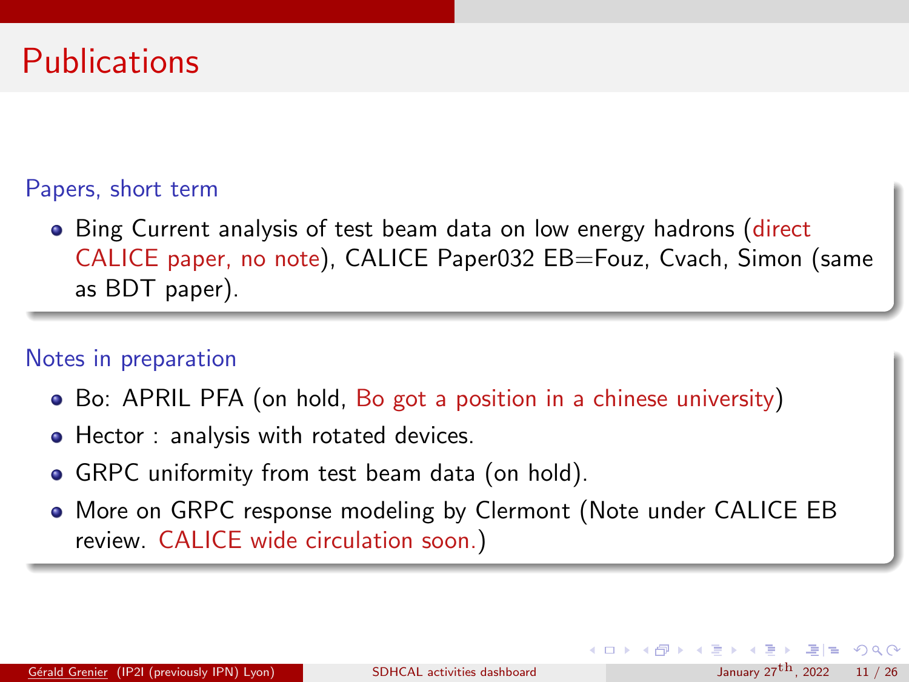# Publications

## Papers, short term

- Bing Current analysis of test beam data on low energy hadrons (direct CALICE paper, no note), CALICE Paper032 EB=Fouz, Cvach, Simon (same as BDT paper).

## Notes in preparation

- Bo: APRIL PFA (on hold, Bo got a position in a chinese university)
- Hector : analysis with rotated devices.
- GRPC uniformity from test beam data (on hold).
- More on GRPC response modeling by Clermont (Note under CALICE EB review. CALICE wide circulation soon.)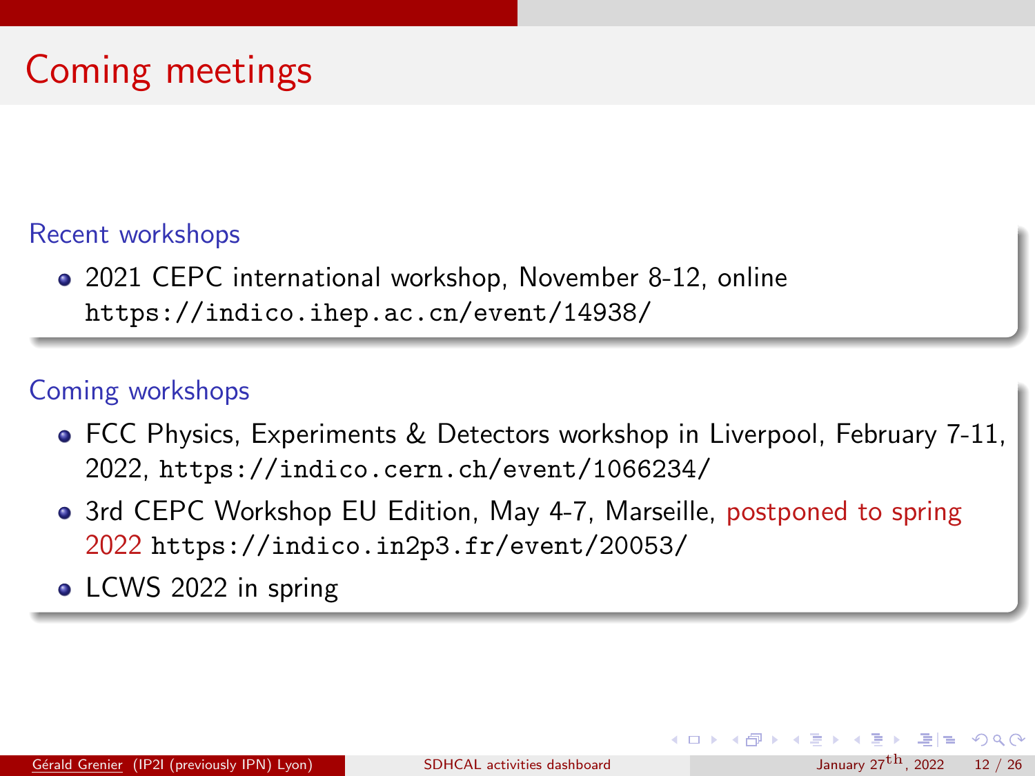# Coming meetings

## Recent workshops

- 2021 CEPC international workshop, November 8-12, online https://indico.ihep.ac.cn/event/14938/

## Coming workshops

- FCC Physics, Experiments & Detectors workshop in Liverpool, February 7-11, 2022, https://indico.cern.ch/event/1066234/
- 3rd CEPC Workshop EU Edition, May 4-7, Marseille, postponed to spring 2022 https://indico.in2p3.fr/event/20053/
- LCWS 2022 in spring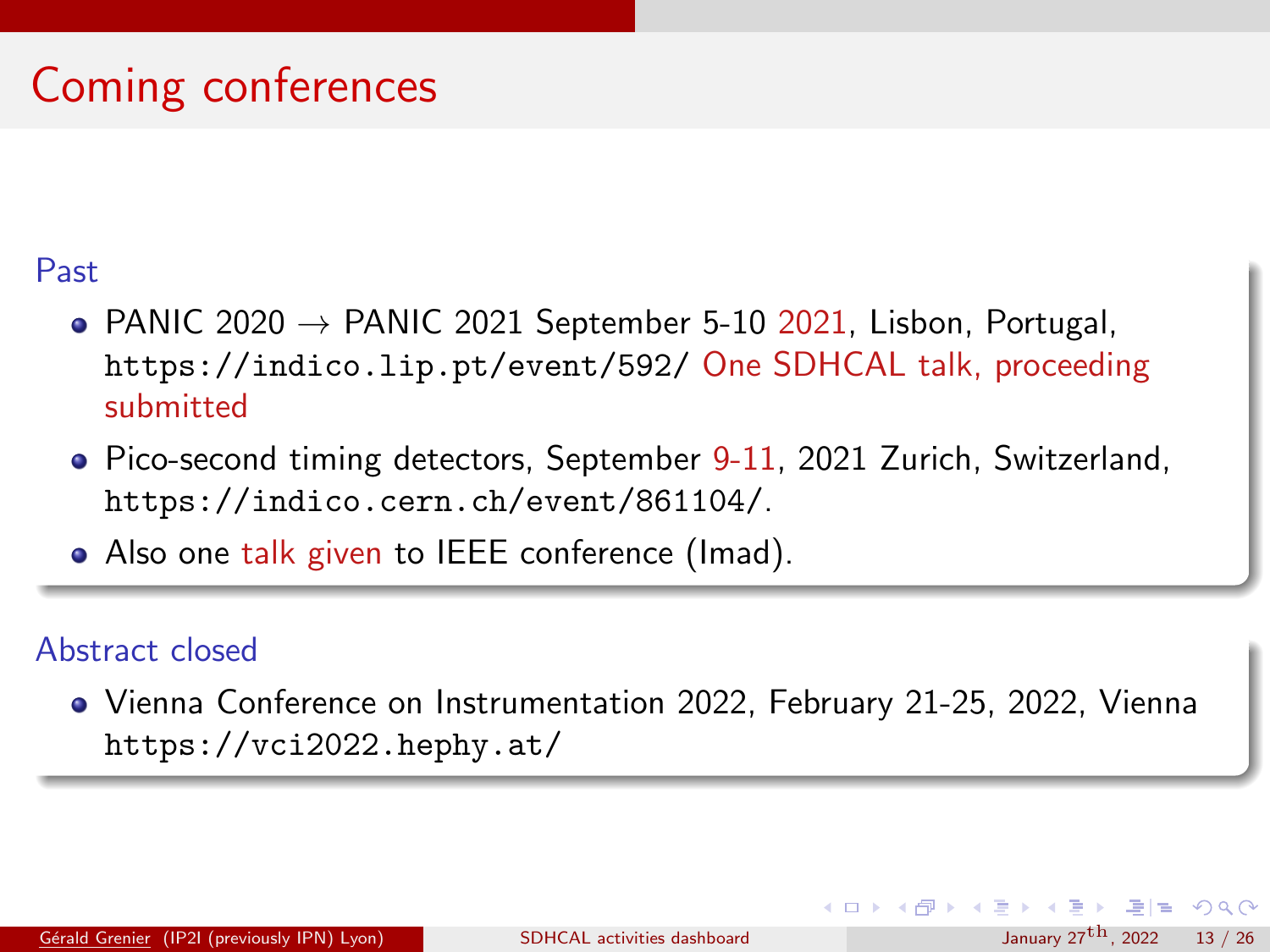# Coming conferences

## Past

- PANIC 2020 → PANIC 2021 September 5-10 2021, Lisbon, Portugal, https://indico.lip.pt/event/592/ One SDHCAL talk, proceeding submitted
- Pico-second timing detectors, September 9-11, 2021 Zurich, Switzerland, https://indico.cern.ch/event/861104/.
- Also one talk given to IEEE conference (Imad).

## Abstract closed

- Vienna Conference on Instrumentation 2022, February 21-25, 2022, Vienna https://vci2022.hephy.at/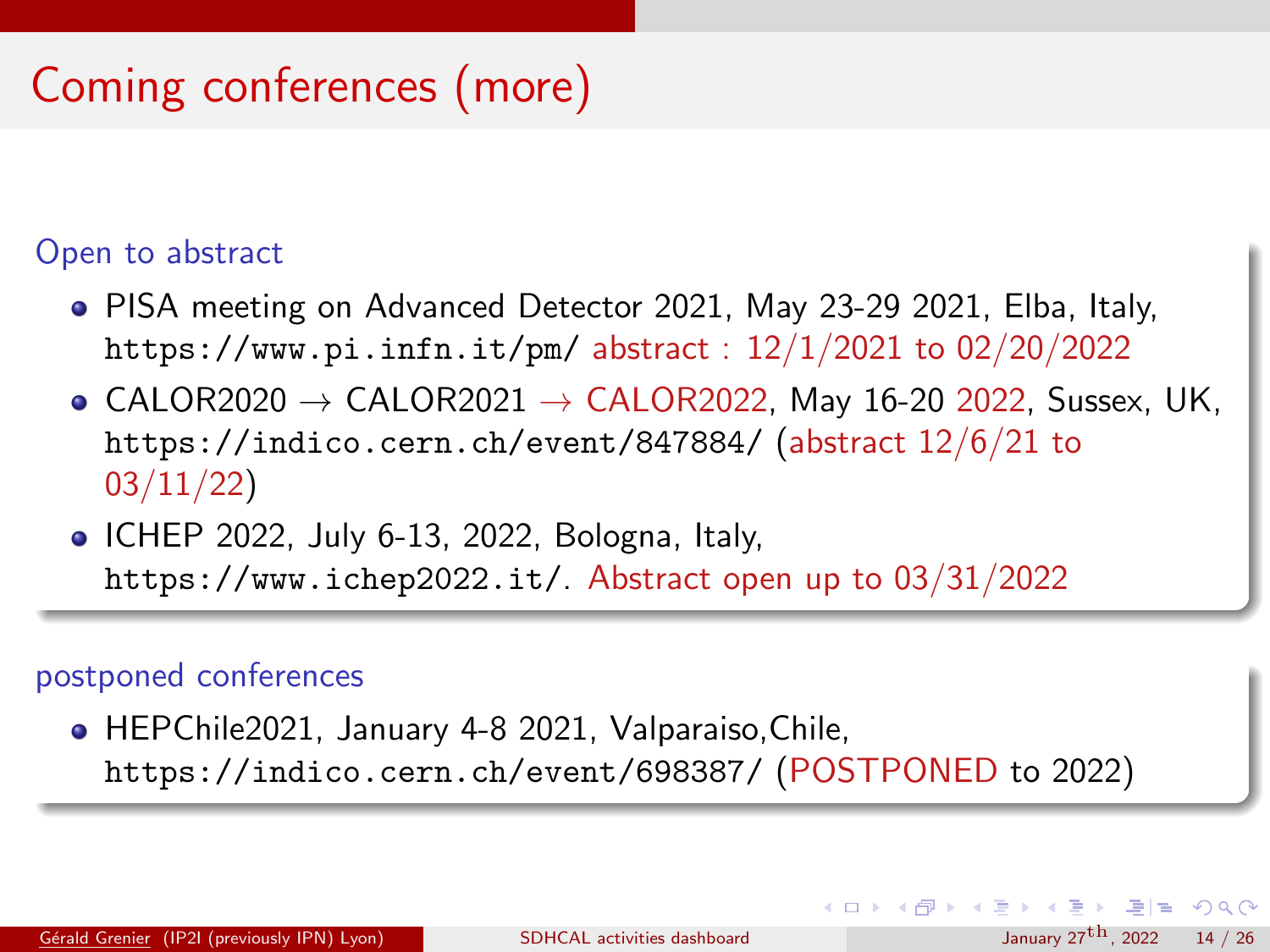# Coming conferences (more)

## Open to abstract

- PISA meeting on Advanced Detector 2021, May 23-29 2021, Elba, Italy, https://www.pi.infn.it/pm/ abstract : 12/1/2021 to 02/20/2022
- CALOR2020 → CALOR2021 → CALOR2022, May 16-20 2022, Sussex, UK, https://indico.cern.ch/event/847884/ (abstract 12/6/21 to 03/11/22)
- ICHEP 2022, July 6-13, 2022, Bologna, Italy, https://www.ichep2022.it/. Abstract open up to 03/31/2022

## postponed conferences

- HEPChile2021, January 4-8 2021, Valparaiso,Chile, https://indico.cern.ch/event/698387/ (POSTPONED to 2022)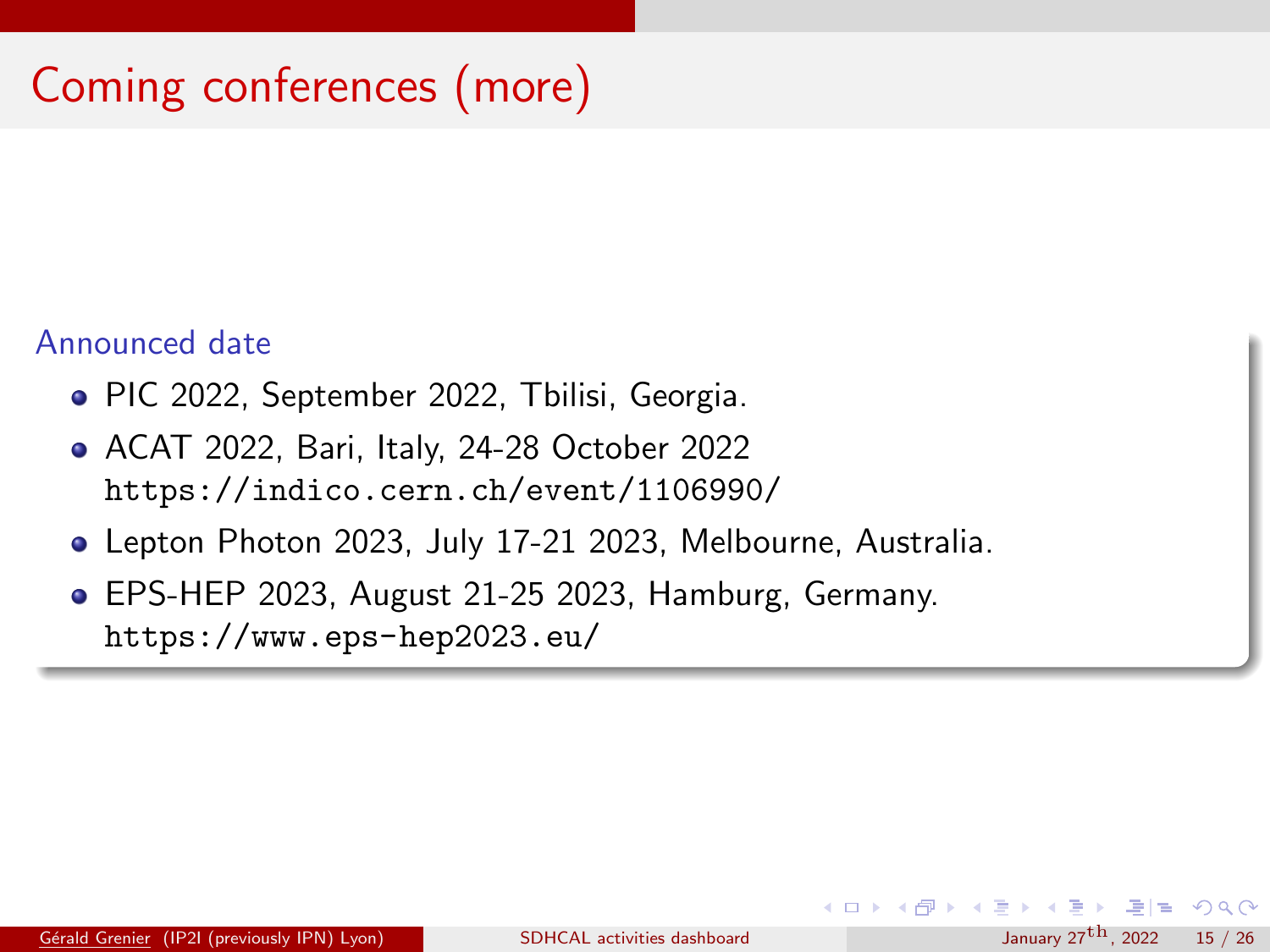# Coming conferences (more)

**Announced date**

- PIC 2022, September 2022, Tbilisi, Georgia.
- ACAT 2022, Bari, Italy, 24-28 October 2022
  `https://indico.cern.ch/event/1106990/`
- Lepton Photon 2023, July 17-21 2023, Melbourne, Australia.
- EPS-HEP 2023, August 21-25 2023, Hamburg, Germany.
  `https://www.eps-hep2023.eu/`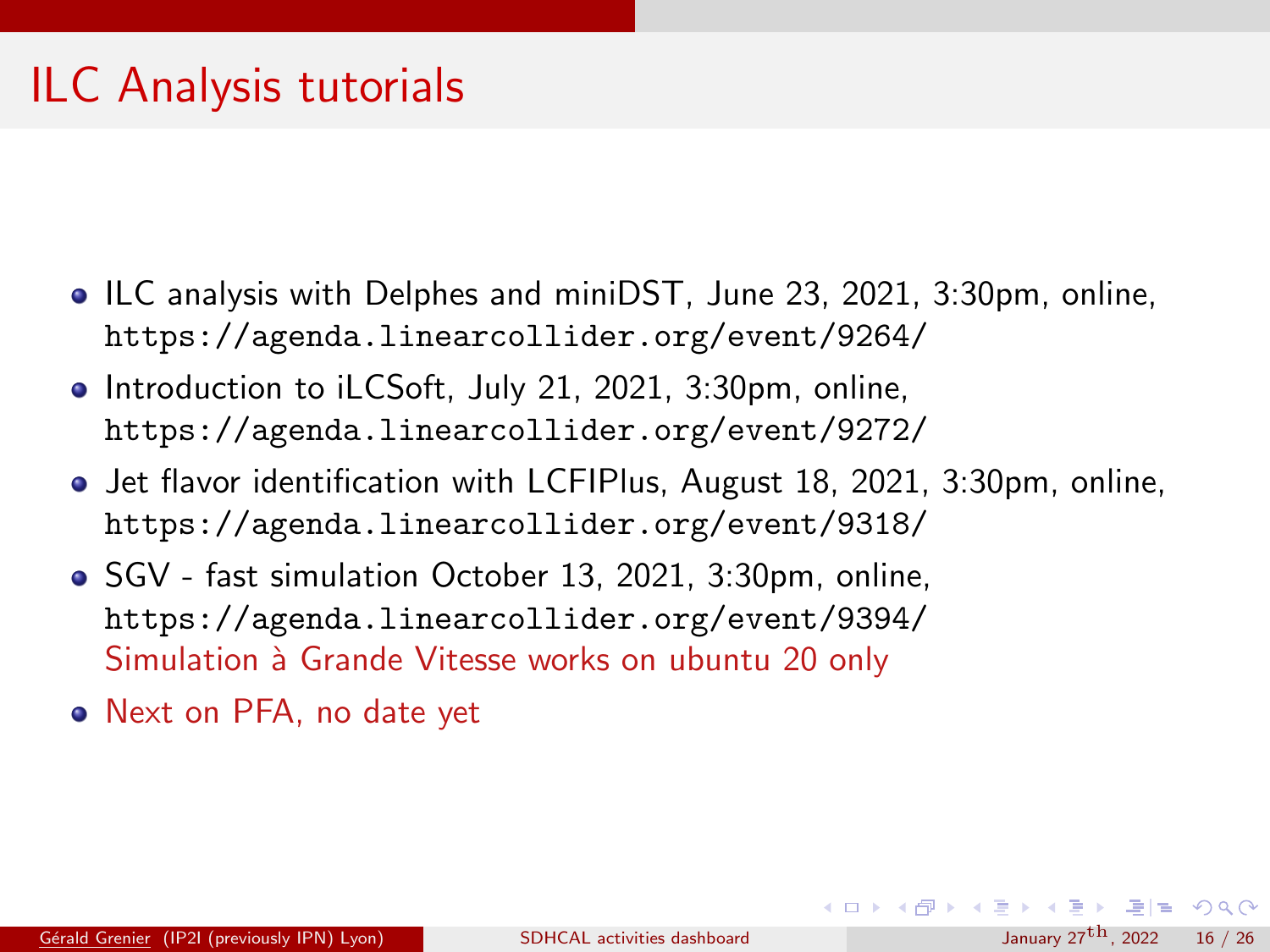# ILC Analysis tutorials

- ILC analysis with Delphes and miniDST, June 23, 2021, 3:30pm, online, `https://agenda.linearcollider.org/event/9264/`
- Introduction to iLCSoft, July 21, 2021, 3:30pm, online, `https://agenda.linearcollider.org/event/9272/`
- Jet flavor identification with LCFIPlus, August 18, 2021, 3:30pm, online, `https://agenda.linearcollider.org/event/9318/`
- SGV - fast simulation October 13, 2021, 3:30pm, online, `https://agenda.linearcollider.org/event/9394/`
  Simulation à Grande Vitesse works on ubuntu 20 only
- Next on PFA, no date yet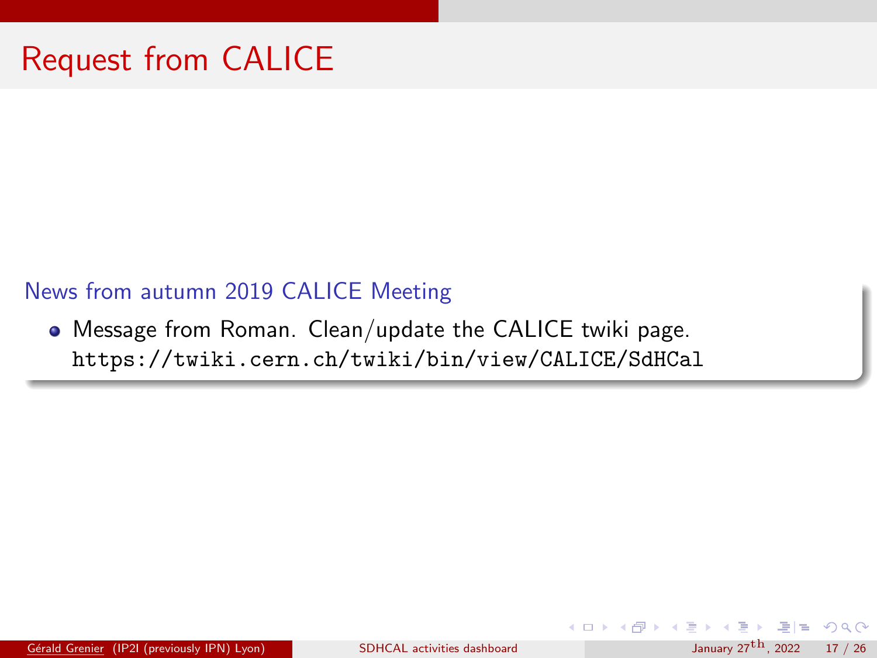# Request from CALICE

### News from autumn 2019 CALICE Meeting

- Message from Roman. Clean/update the CALICE twiki page. `https://twiki.cern.ch/twiki/bin/view/CALICE/SdHCal`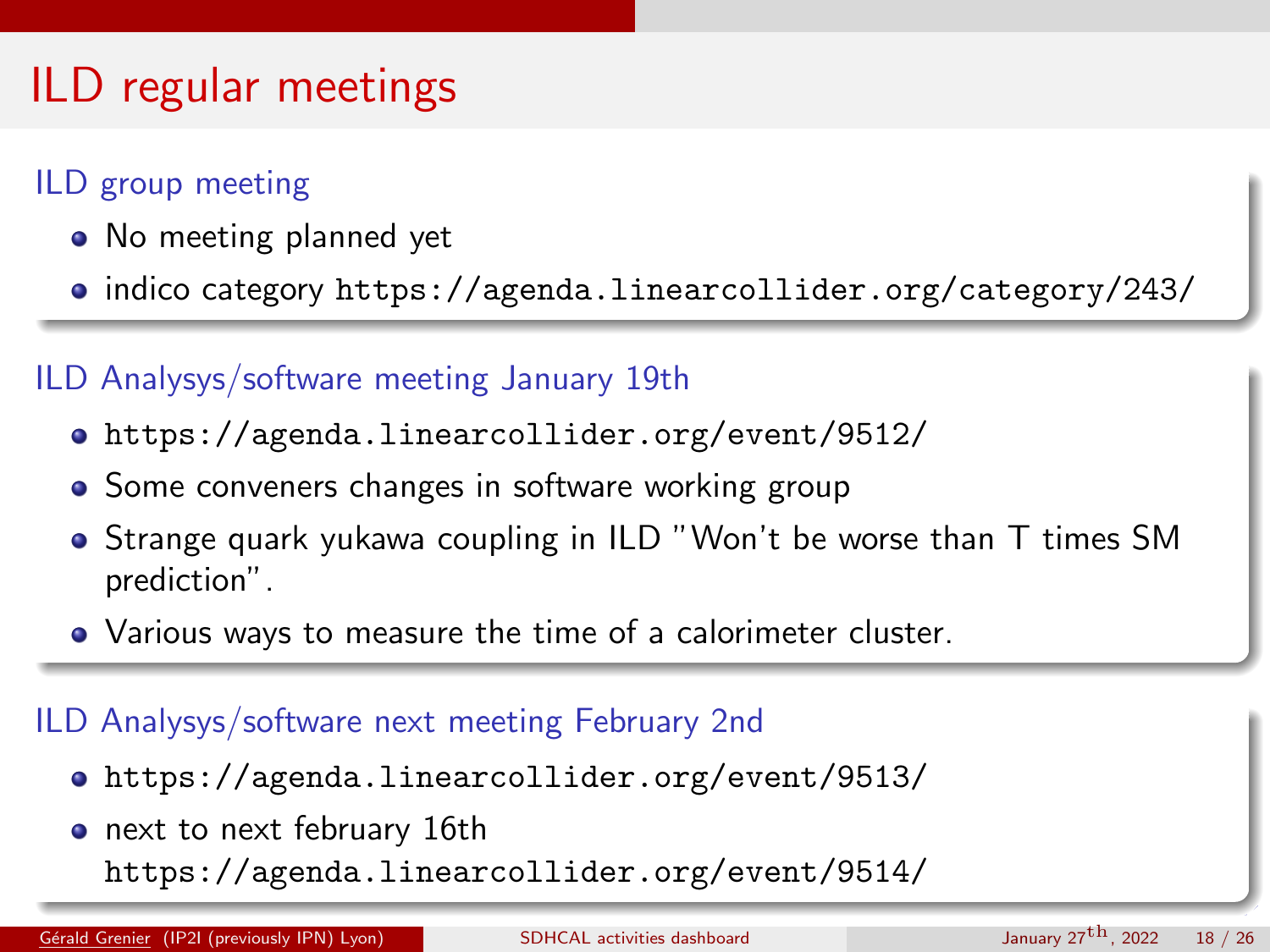# ILD regular meetings

## ILD group meeting

- No meeting planned yet
- indico category https://agenda.linearcollider.org/category/243/

## ILD Analysys/software meeting January 19th

- https://agenda.linearcollider.org/event/9512/
- Some conveners changes in software working group
- Strange quark yukawa coupling in ILD "Won't be worse than T times SM prediction".
- Various ways to measure the time of a calorimeter cluster.

## ILD Analysys/software next meeting February 2nd

- https://agenda.linearcollider.org/event/9513/
- next to next february 16th
  https://agenda.linearcollider.org/event/9514/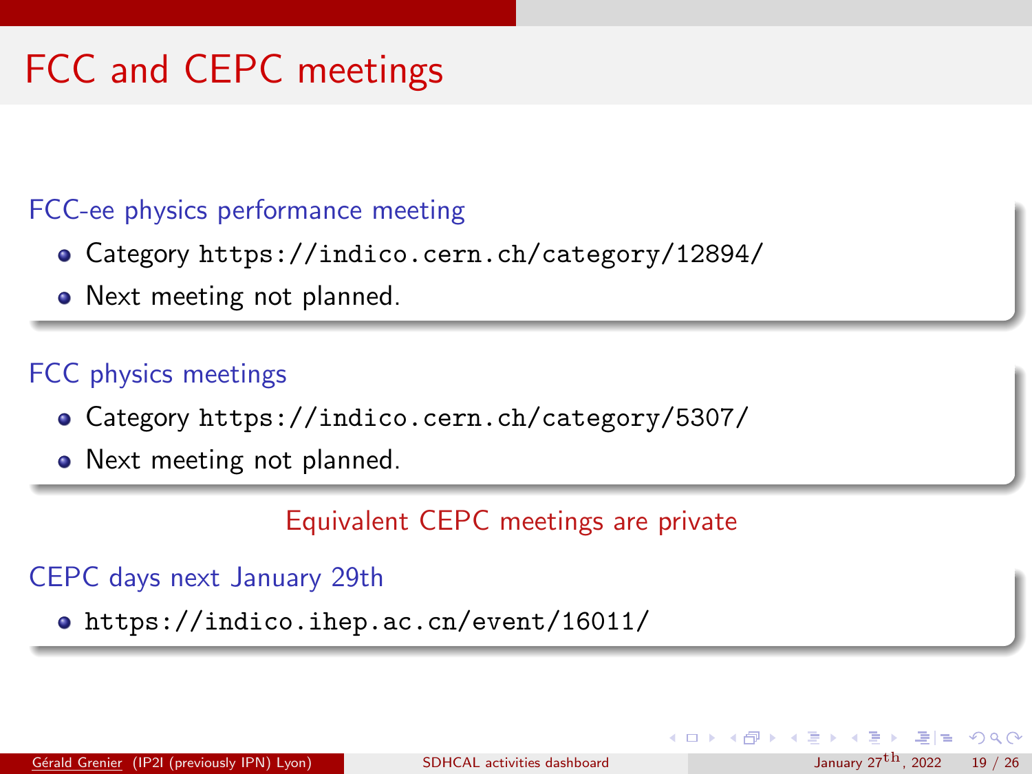# FCC and CEPC meetings

### FCC-ee physics performance meeting

- Category https://indico.cern.ch/category/12894/
- Next meeting not planned.

### FCC physics meetings

- Category https://indico.cern.ch/category/5307/
- Next meeting not planned.

Equivalent CEPC meetings are private

### CEPC days next January 29th

- https://indico.ihep.ac.cn/event/16011/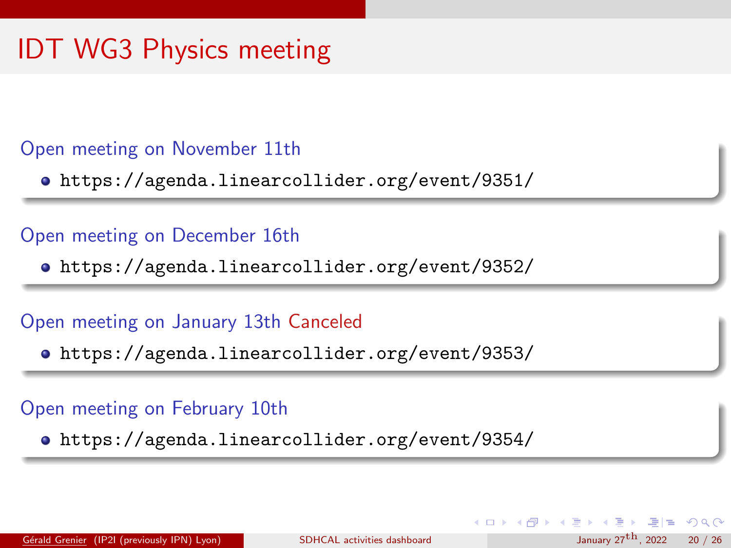# IDT WG3 Physics meeting

### Open meeting on November 11th

- https://agenda.linearcollider.org/event/9351/

### Open meeting on December 16th

- https://agenda.linearcollider.org/event/9352/

### Open meeting on January 13th Canceled

- https://agenda.linearcollider.org/event/9353/

### Open meeting on February 10th

- https://agenda.linearcollider.org/event/9354/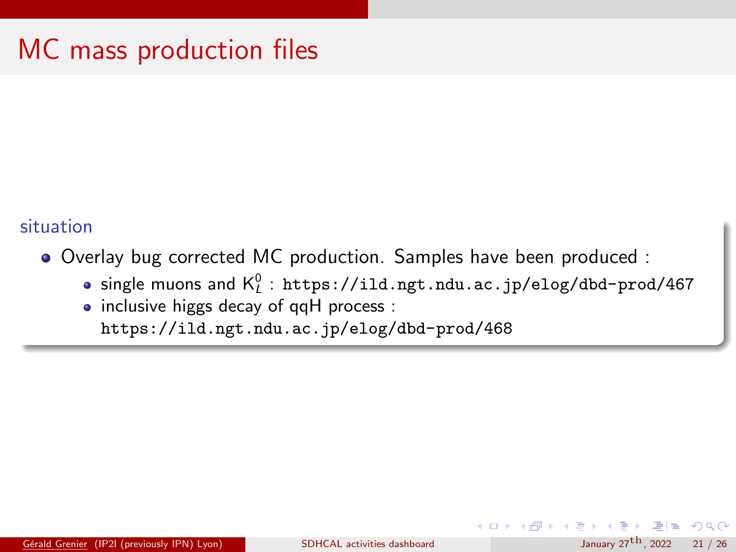# MC mass production files

### situation

- Overlay bug corrected MC production. Samples have been produced :
  - single muons and $K_L^0$ : https://ild.ngt.ndu.ac.jp/elog/dbd-prod/467
  - inclusive higgs decay of qqH process : https://ild.ngt.ndu.ac.jp/elog/dbd-prod/468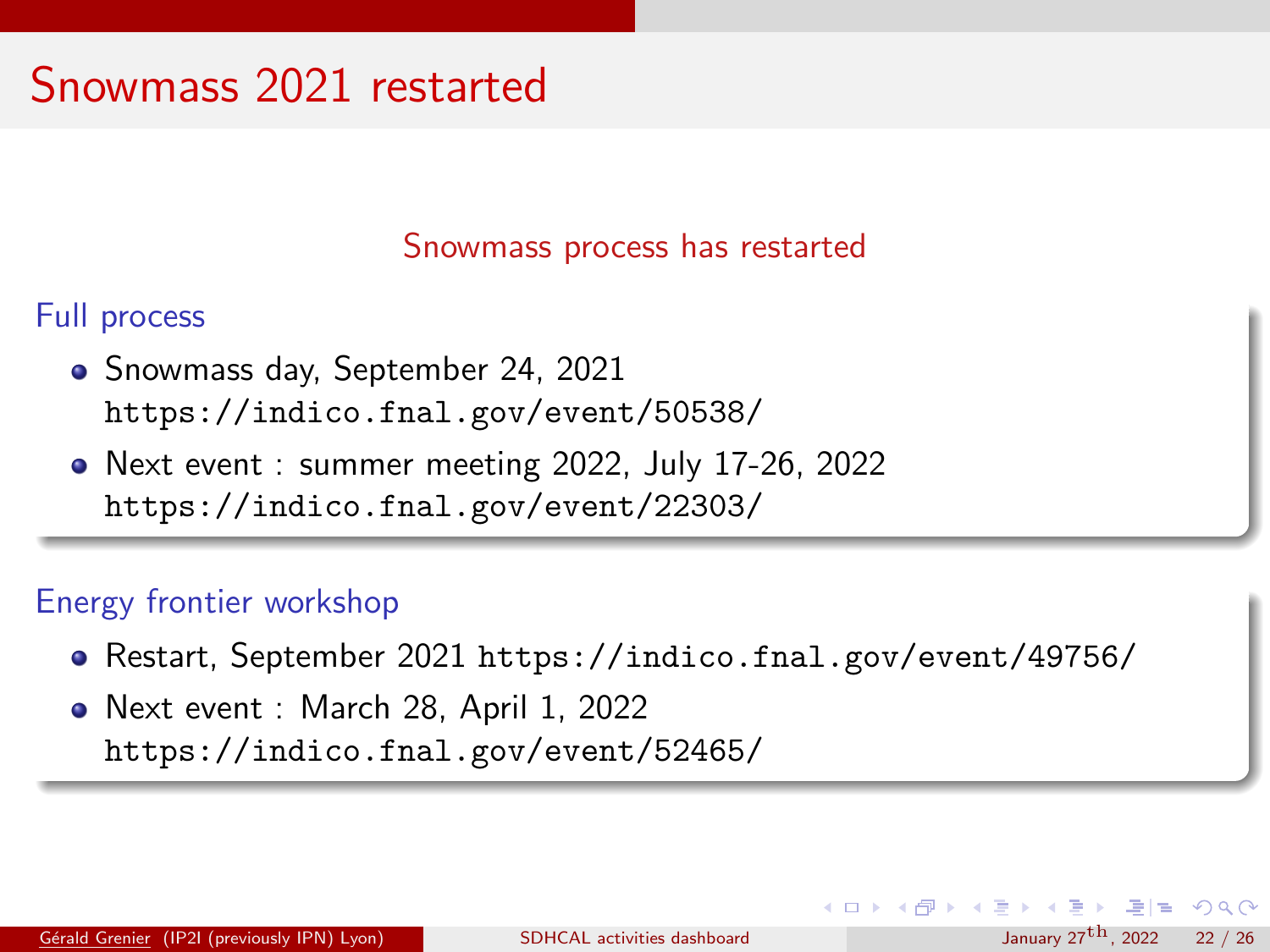# Snowmass 2021 restarted

Snowmass process has restarted

### Full process

- Snowmass day, September 24, 2021
  https://indico.fnal.gov/event/50538/
- Next event : summer meeting 2022, July 17-26, 2022
  https://indico.fnal.gov/event/22303/

### Energy frontier workshop

- Restart, September 2021 https://indico.fnal.gov/event/49756/
- Next event : March 28, April 1, 2022
  https://indico.fnal.gov/event/52465/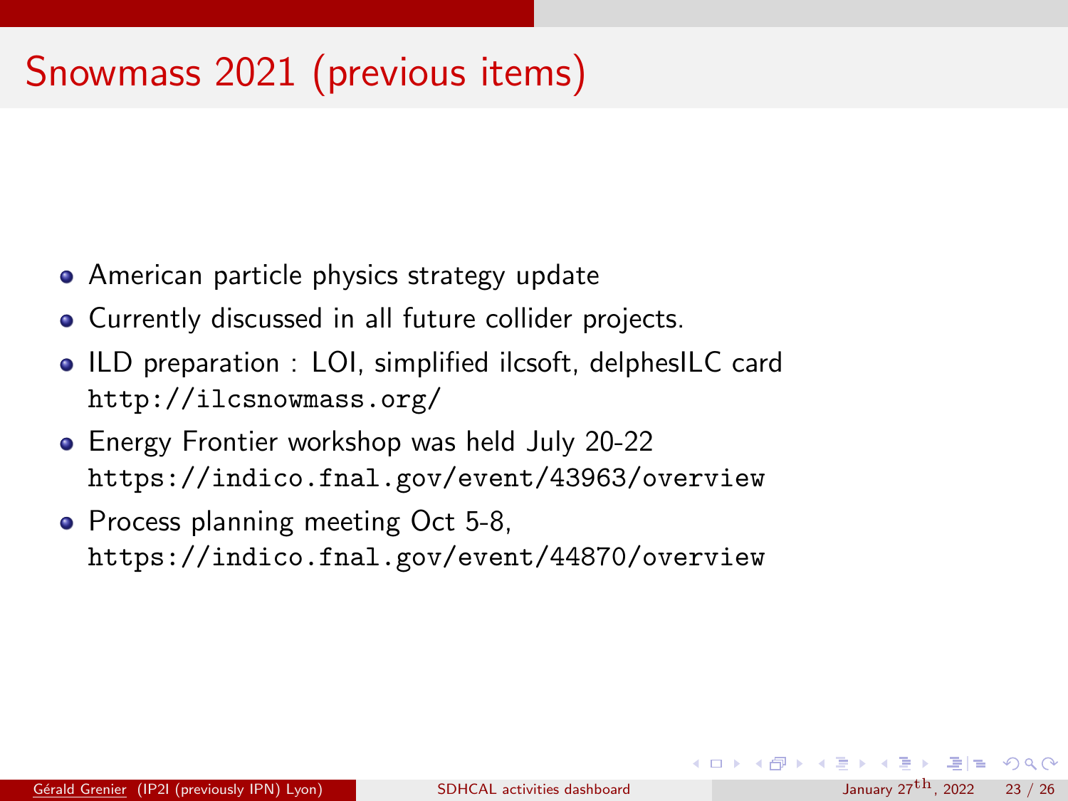# Snowmass 2021 (previous items)

- American particle physics strategy update
- Currently discussed in all future collider projects.
- ILD preparation : LOI, simplified ilcsoft, delphesILC card
  `http://ilcsnowmass.org/`
- Energy Frontier workshop was held July 20-22
  `https://indico.fnal.gov/event/43963/overview`
- Process planning meeting Oct 5-8,
  `https://indico.fnal.gov/event/44870/overview`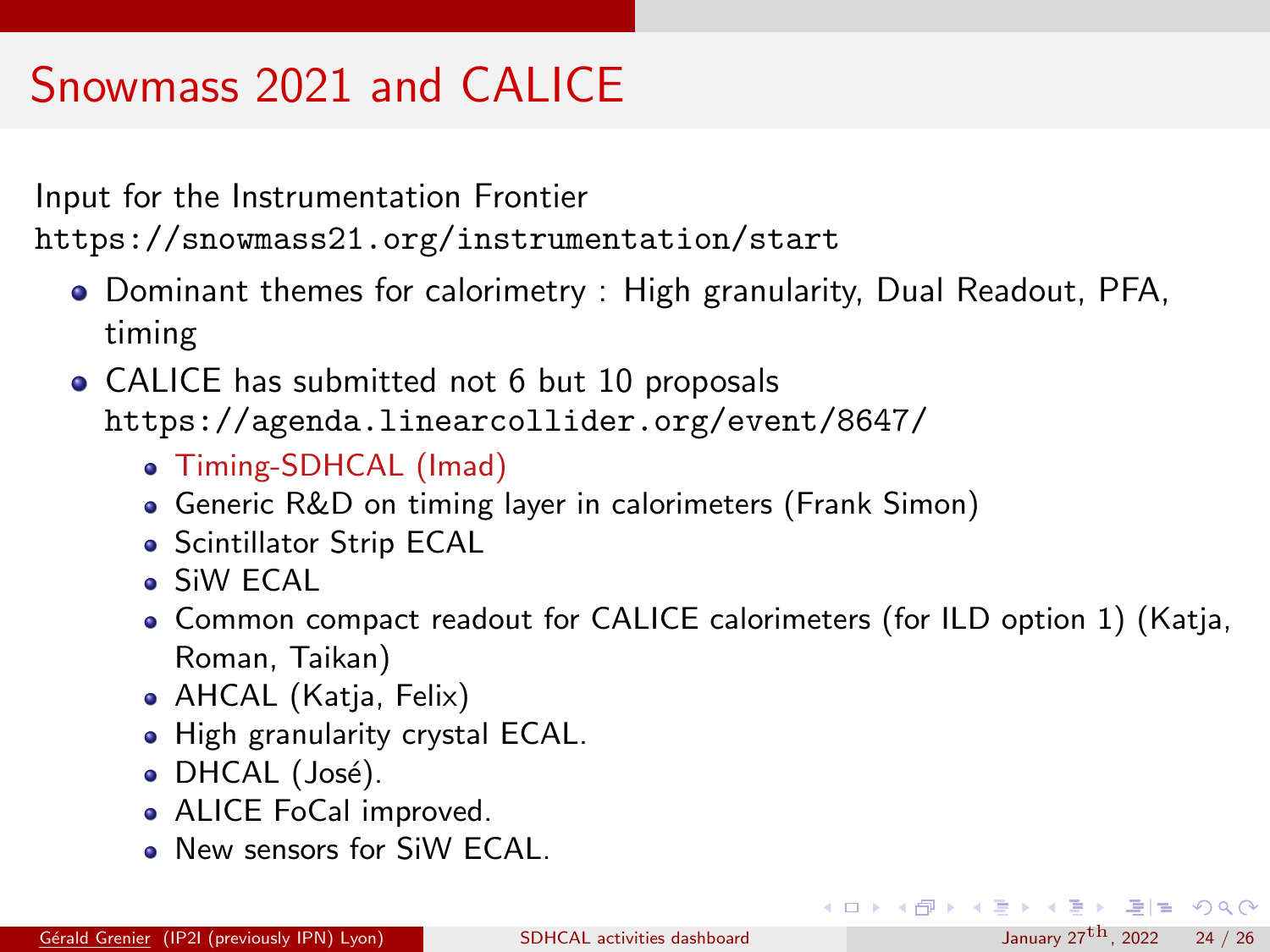# Snowmass 2021 and CALICE

Input for the Instrumentation Frontier
https://snowmass21.org/instrumentation/start

- Dominant themes for calorimetry : High granularity, Dual Readout, PFA, timing
- CALICE has submitted not 6 but 10 proposals
  https://agenda.linearcollider.org/event/8647/
  - Timing-SDHCAL (Imad)
  - Generic R&D on timing layer in calorimeters (Frank Simon)
  - Scintillator Strip ECAL
  - SiW ECAL
  - Common compact readout for CALICE calorimeters (for ILD option 1) (Katja, Roman, Taikan)
  - AHCAL (Katja, Felix)
  - High granularity crystal ECAL.
  - DHCAL (José).
  - ALICE FoCal improved.
  - New sensors for SiW ECAL.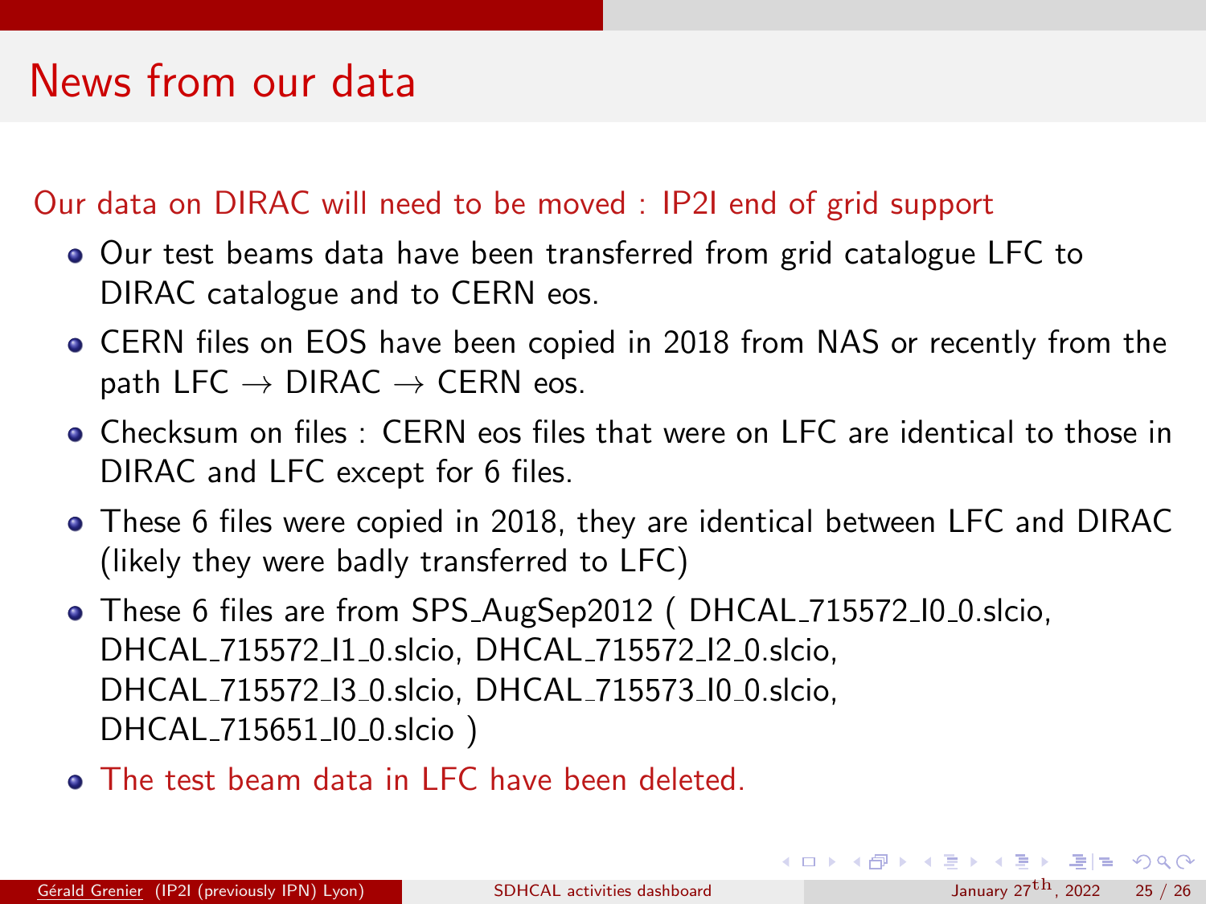# News from our data

Our data on DIRAC will need to be moved : IP2I end of grid support

- Our test beams data have been transferred from grid catalogue LFC to DIRAC catalogue and to CERN eos.
- CERN files on EOS have been copied in 2018 from NAS or recently from the path LFC $\rightarrow$ DIRAC $\rightarrow$ CERN eos.
- Checksum on files : CERN eos files that were on LFC are identical to those in DIRAC and LFC except for 6 files.
- These 6 files were copied in 2018, they are identical between LFC and DIRAC (likely they were badly transferred to LFC)
- These 6 files are from SPS_AugSep2012 ( DHCAL_715572_I0_0.slcio, DHCAL_715572_I1_0.slcio, DHCAL_715572_I2_0.slcio, DHCAL_715572_I3_0.slcio, DHCAL_715573_I0_0.slcio, DHCAL_715651_I0_0.slcio )
- The test beam data in LFC have been deleted.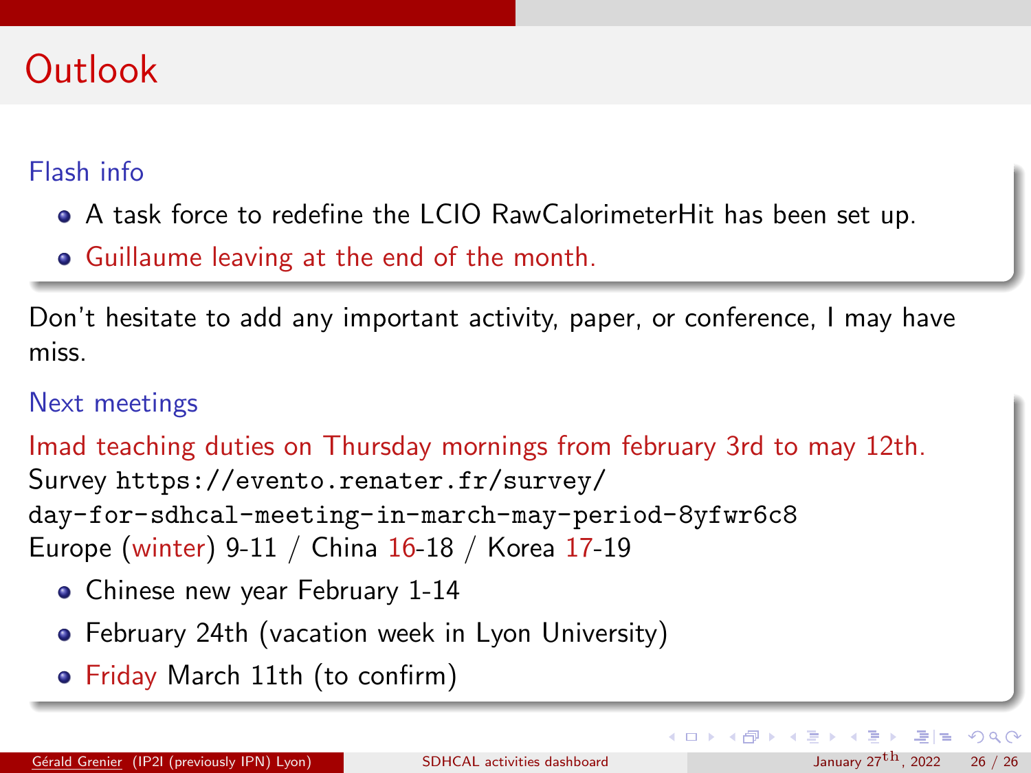# Outlook

### Flash info

- A task force to redefine the LCIO RawCalorimeterHit has been set up.
- Guillaume leaving at the end of the month.

Don't hesitate to add any important activity, paper, or conference, I may have miss.

### Next meetings

Imad teaching duties on Thursday mornings from february 3rd to may 12th.
Survey `https://evento.renater.fr/survey/day-for-sdhcal-meeting-in-march-may-period-8yfwr6c8`
Europe (winter) 9-11 / China 16-18 / Korea 17-19

- Chinese new year February 1-14
- February 24th (vacation week in Lyon University)
- Friday March 11th (to confirm)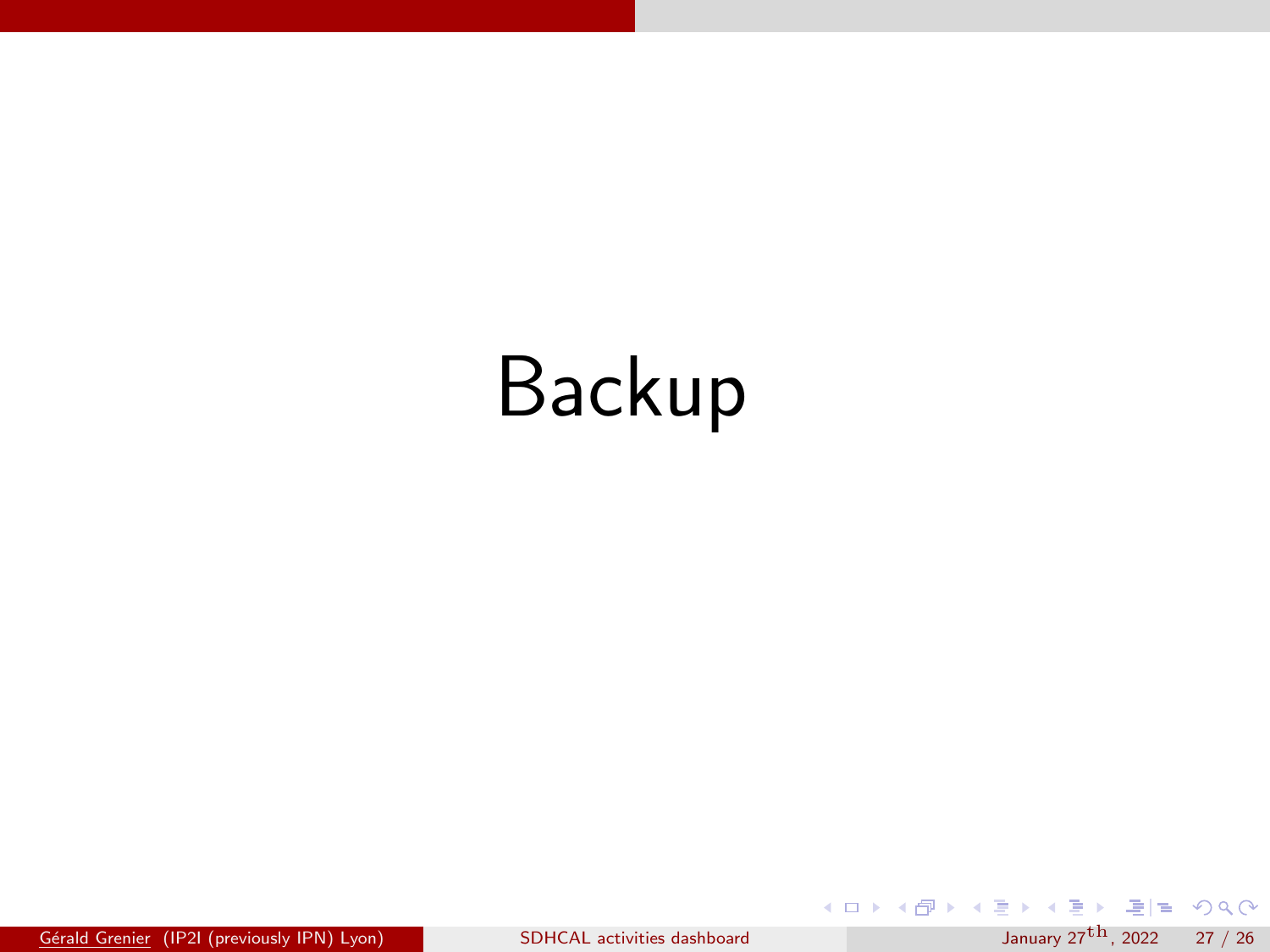# Backup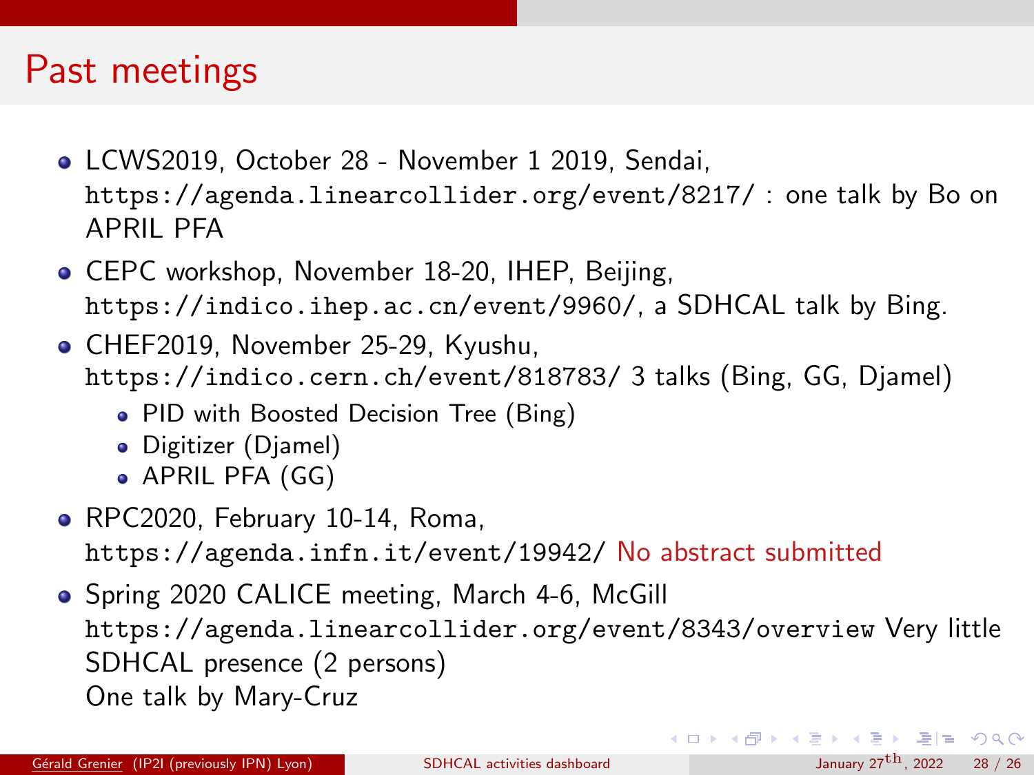# Past meetings

- LCWS2019, October 28 - November 1 2019, Sendai, `https://agenda.linearcollider.org/event/8217/` : one talk by Bo on APRIL PFA
- CEPC workshop, November 18-20, IHEP, Beijing, `https://indico.ihep.ac.cn/event/9960/`, a SDHCAL talk by Bing.
- CHEF2019, November 25-29, Kyushu, `https://indico.cern.ch/event/818783/` 3 talks (Bing, GG, Djamel)
  - PID with Boosted Decision Tree (Bing)
  - Digitizer (Djamel)
  - APRIL PFA (GG)
- RPC2020, February 10-14, Roma, `https://agenda.infn.it/event/19942/` No abstract submitted
- Spring 2020 CALICE meeting, March 4-6, McGill `https://agenda.linearcollider.org/event/8343/overview` Very little SDHCAL presence (2 persons)
  One talk by Mary-Cruz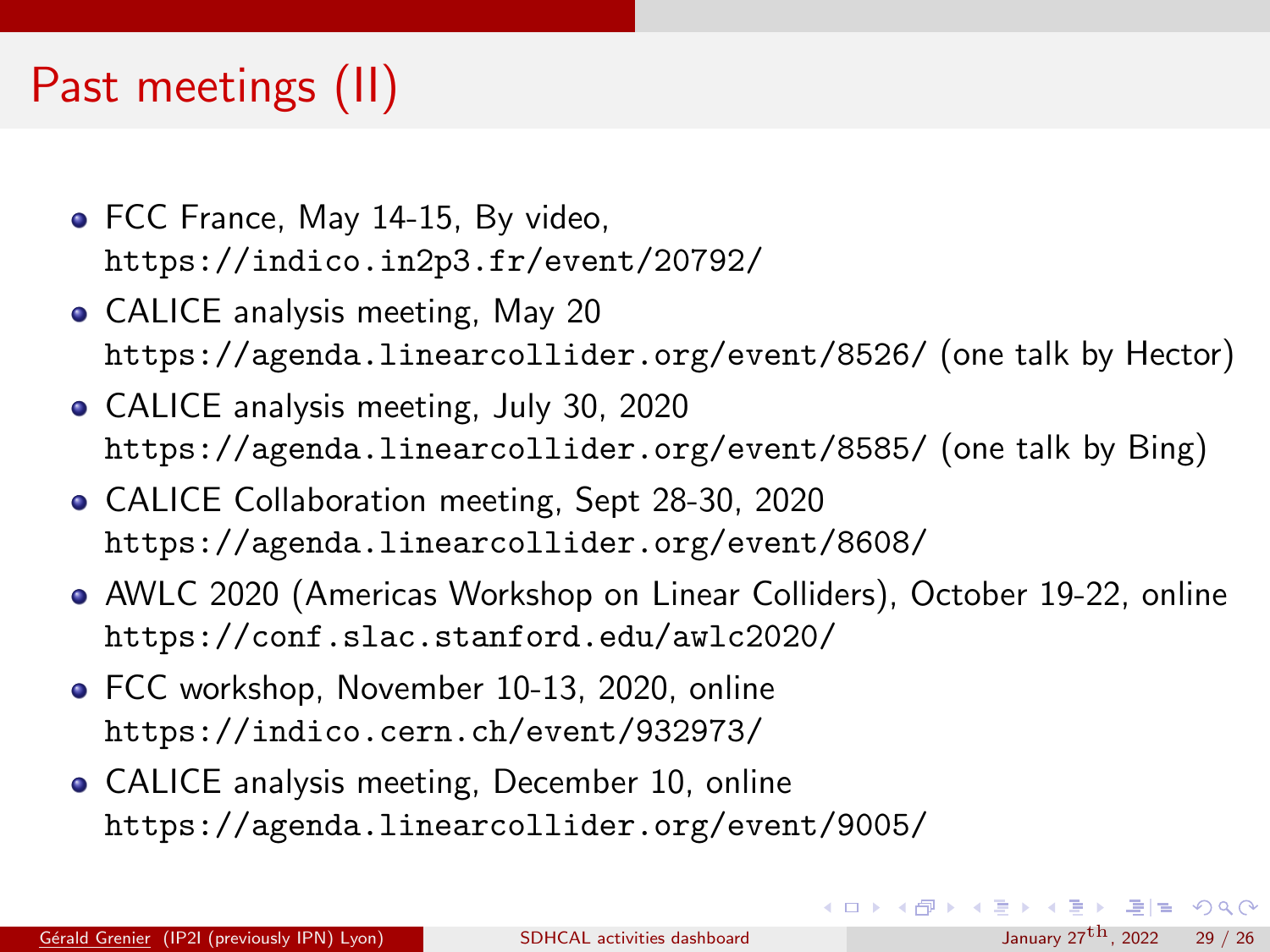# Past meetings (II)

- FCC France, May 14-15, By video,
  https://indico.in2p3.fr/event/20792/
- CALICE analysis meeting, May 20
  https://agenda.linearcollider.org/event/8526/ (one talk by Hector)
- CALICE analysis meeting, July 30, 2020
  https://agenda.linearcollider.org/event/8585/ (one talk by Bing)
- CALICE Collaboration meeting, Sept 28-30, 2020
  https://agenda.linearcollider.org/event/8608/
- AWLC 2020 (Americas Workshop on Linear Colliders), October 19-22, online
  https://conf.slac.stanford.edu/awlc2020/
- FCC workshop, November 10-13, 2020, online
  https://indico.cern.ch/event/932973/
- CALICE analysis meeting, December 10, online
  https://agenda.linearcollider.org/event/9005/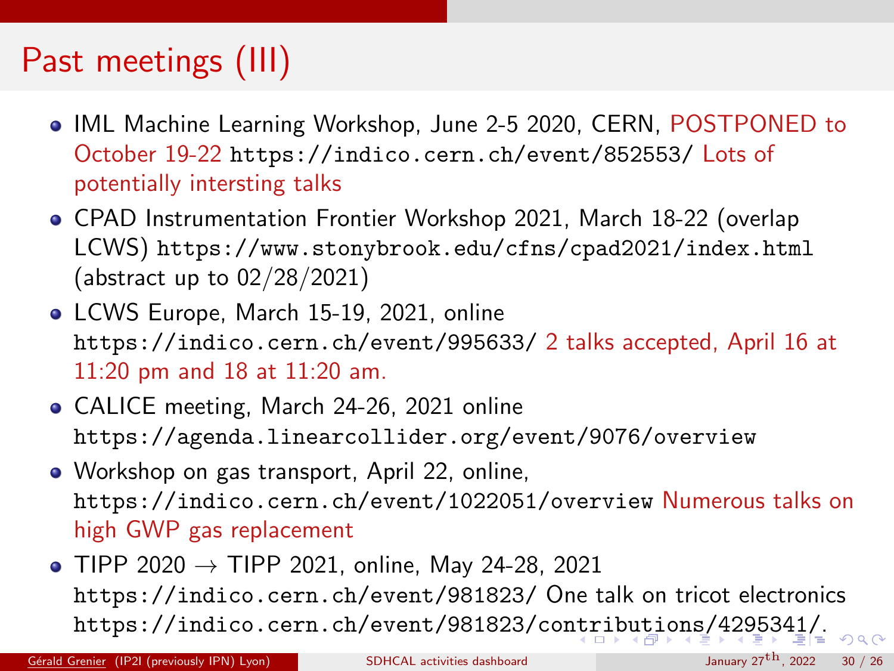# Past meetings (III)

- IML Machine Learning Workshop, June 2-5 2020, CERN, POSTPONED to October 19-22 https://indico.cern.ch/event/852553/ Lots of potentially intersting talks
- CPAD Instrumentation Frontier Workshop 2021, March 18-22 (overlap LCWS) https://www.stonybrook.edu/cfns/cpad2021/index.html (abstract up to 02/28/2021)
- LCWS Europe, March 15-19, 2021, online https://indico.cern.ch/event/995633/ 2 talks accepted, April 16 at 11:20 pm and 18 at 11:20 am.
- CALICE meeting, March 24-26, 2021 online https://agenda.linearcollider.org/event/9076/overview
- Workshop on gas transport, April 22, online, https://indico.cern.ch/event/1022051/overview Numerous talks on high GWP gas replacement
- TIPP 2020 → TIPP 2021, online, May 24-28, 2021 https://indico.cern.ch/event/981823/ One talk on tricot electronics https://indico.cern.ch/event/981823/contributions/4295341/.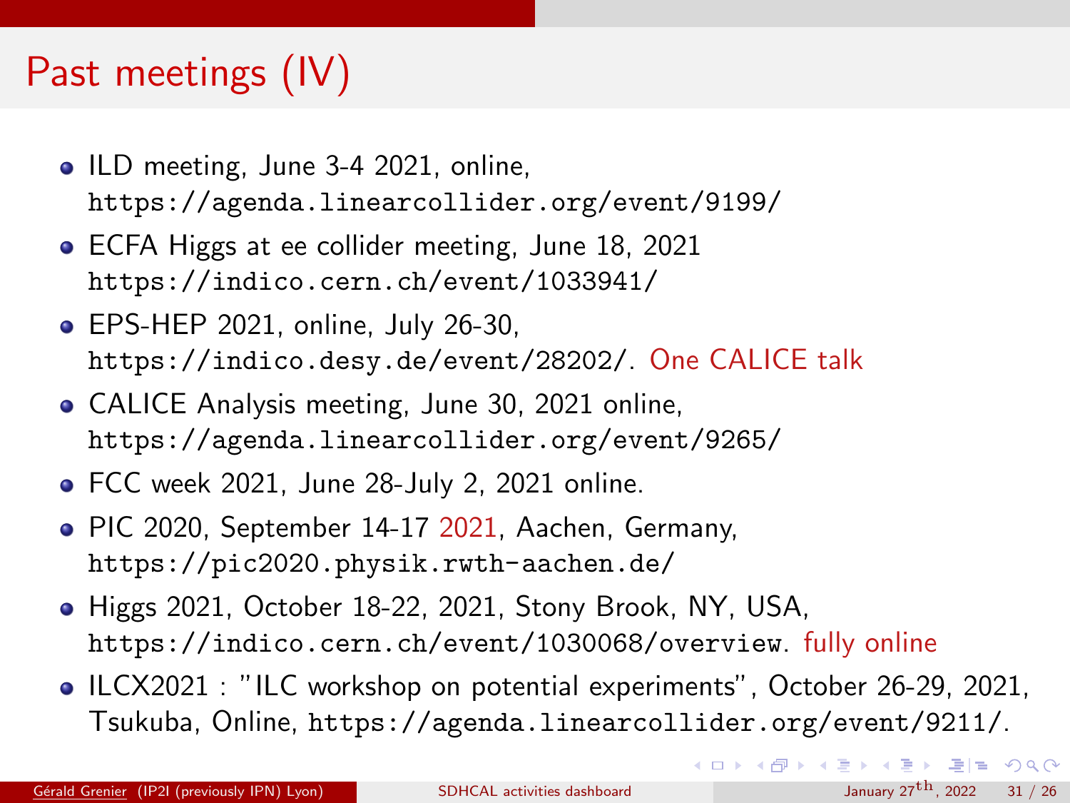# Past meetings (IV)

- ILD meeting, June 3-4 2021, online, https://agenda.linearcollider.org/event/9199/
- ECFA Higgs at ee collider meeting, June 18, 2021 https://indico.cern.ch/event/1033941/
- EPS-HEP 2021, online, July 26-30, https://indico.desy.de/event/28202/. One CALICE talk
- CALICE Analysis meeting, June 30, 2021 online, https://agenda.linearcollider.org/event/9265/
- FCC week 2021, June 28-July 2, 2021 online.
- PIC 2020, September 14-17 2021, Aachen, Germany, https://pic2020.physik.rwth-aachen.de/
- Higgs 2021, October 18-22, 2021, Stony Brook, NY, USA, https://indico.cern.ch/event/1030068/overview. fully online
- ILCX2021 : "ILC workshop on potential experiments", October 26-29, 2021, Tsukuba, Online, https://agenda.linearcollider.org/event/9211/.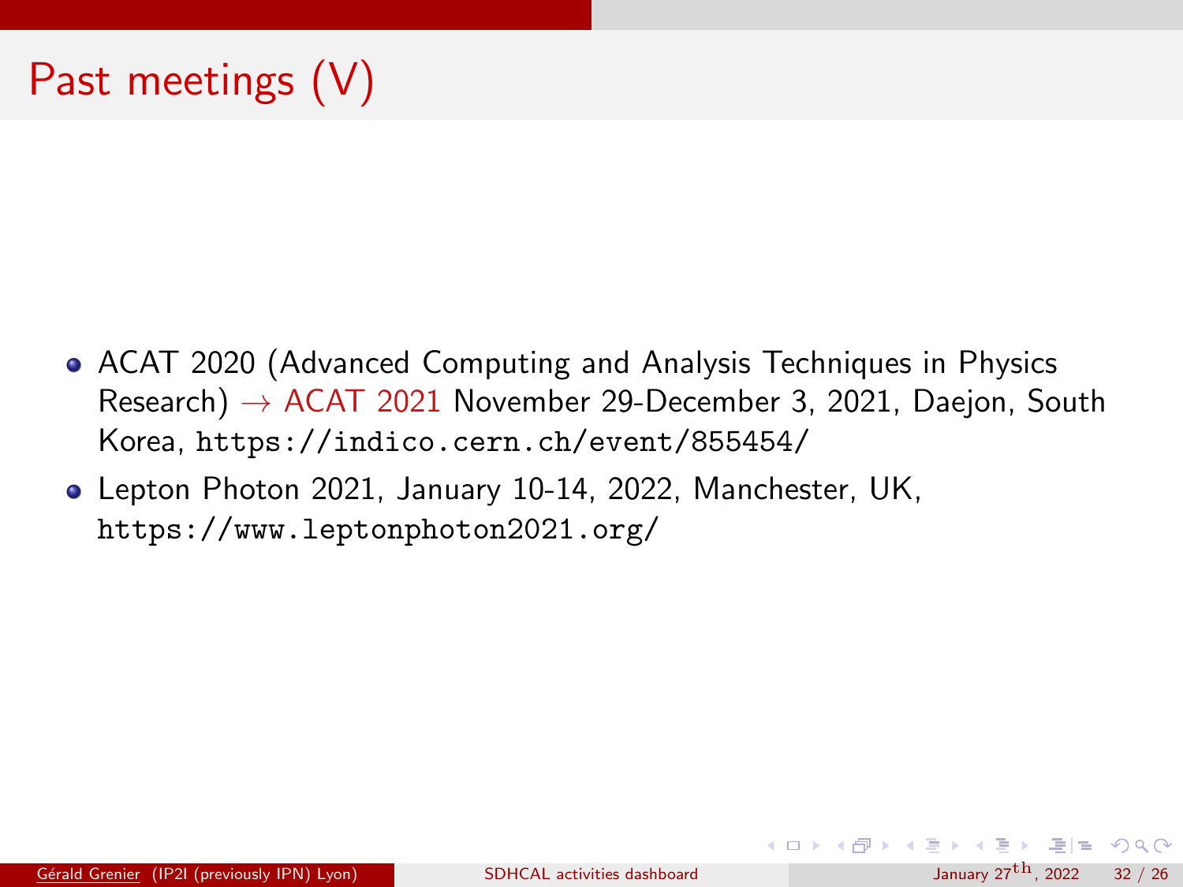# Past meetings (V)

- ACAT 2020 (Advanced Computing and Analysis Techniques in Physics Research) → ACAT 2021 November 29-December 3, 2021, Daejon, South Korea, https://indico.cern.ch/event/855454/
- Lepton Photon 2021, January 10-14, 2022, Manchester, UK, https://www.leptonphoton2021.org/